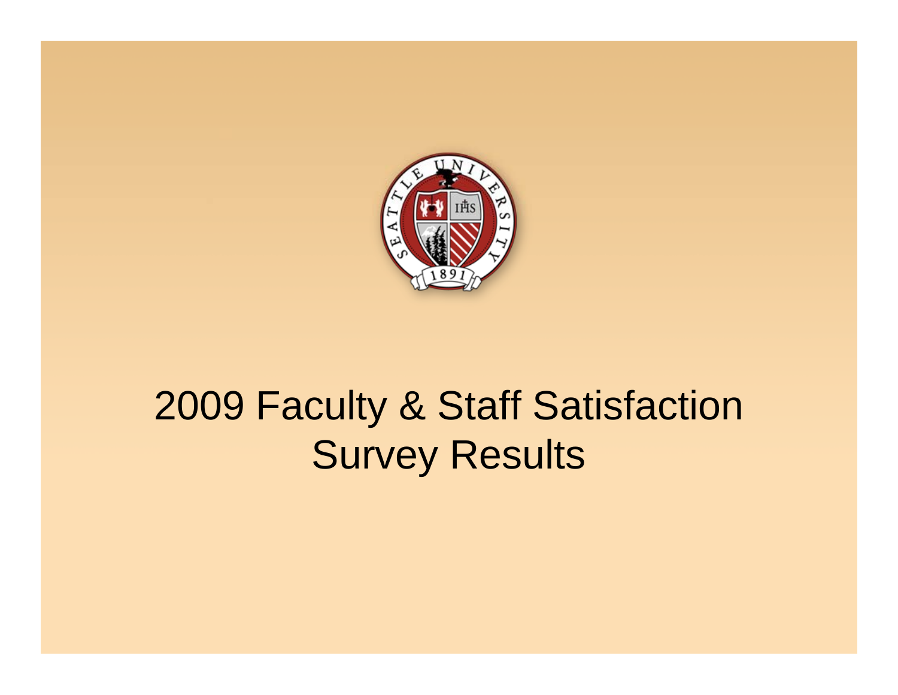# 2009 Faculty & Staff Satisfaction Survey Results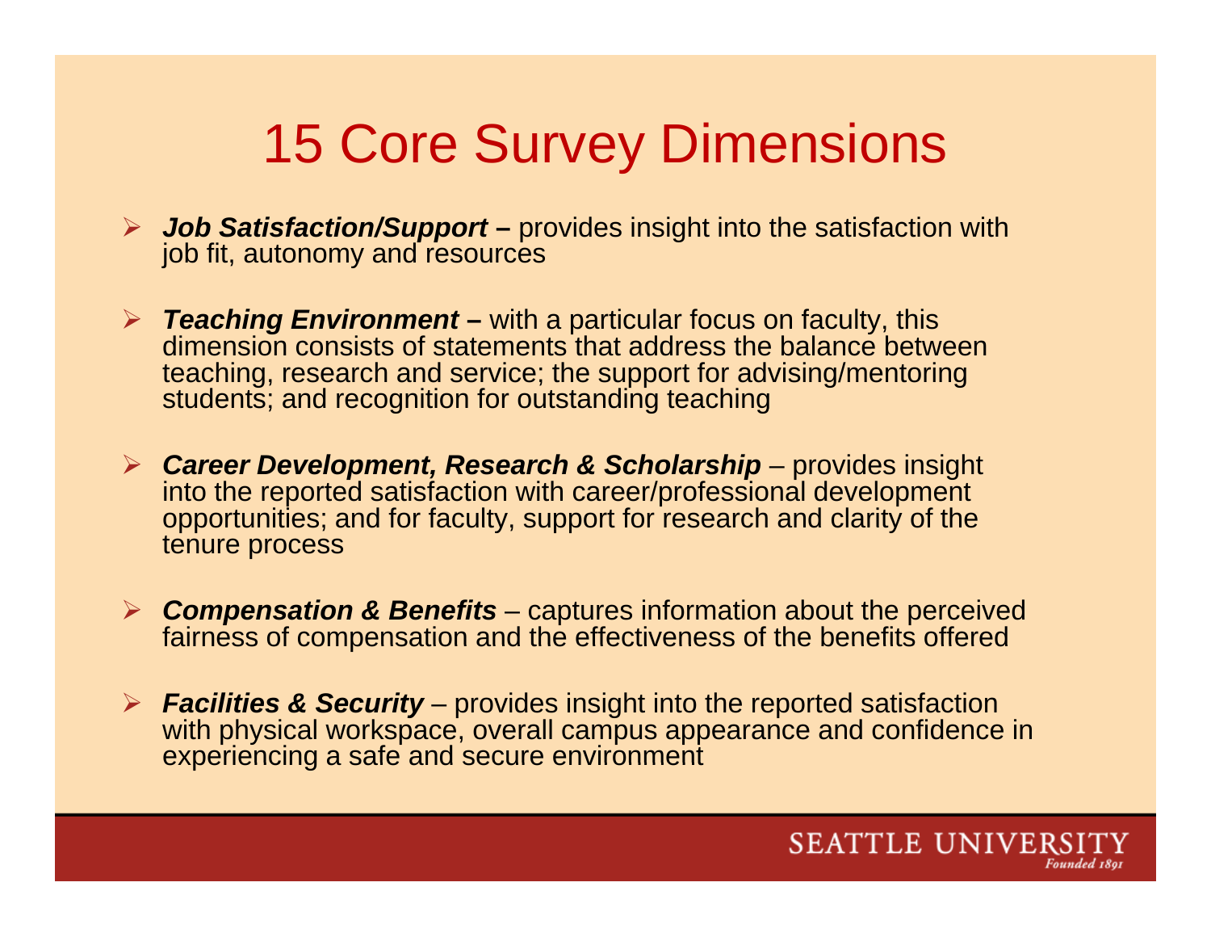# 15 Core Survey Dimensions

- ***Job Satisfaction/Support* –** provides insight into the satisfaction with job fit, autonomy and resources
- ***Teaching Environment* –** with a particular focus on faculty, this dimension consists of statements that address the balance between teaching, research and service; the support for advising/mentoring students; and recognition for outstanding teaching
- ***Career Development, Research & Scholarship*** – provides insight into the reported satisfaction with career/professional development opportunities; and for faculty, support for research and clarity of the tenure process
- ***Compensation & Benefits*** – captures information about the perceived fairness of compensation and the effectiveness of the benefits offered
- ***Facilities & Security*** – provides insight into the reported satisfaction with physical workspace, overall campus appearance and confidence in experiencing a safe and secure environment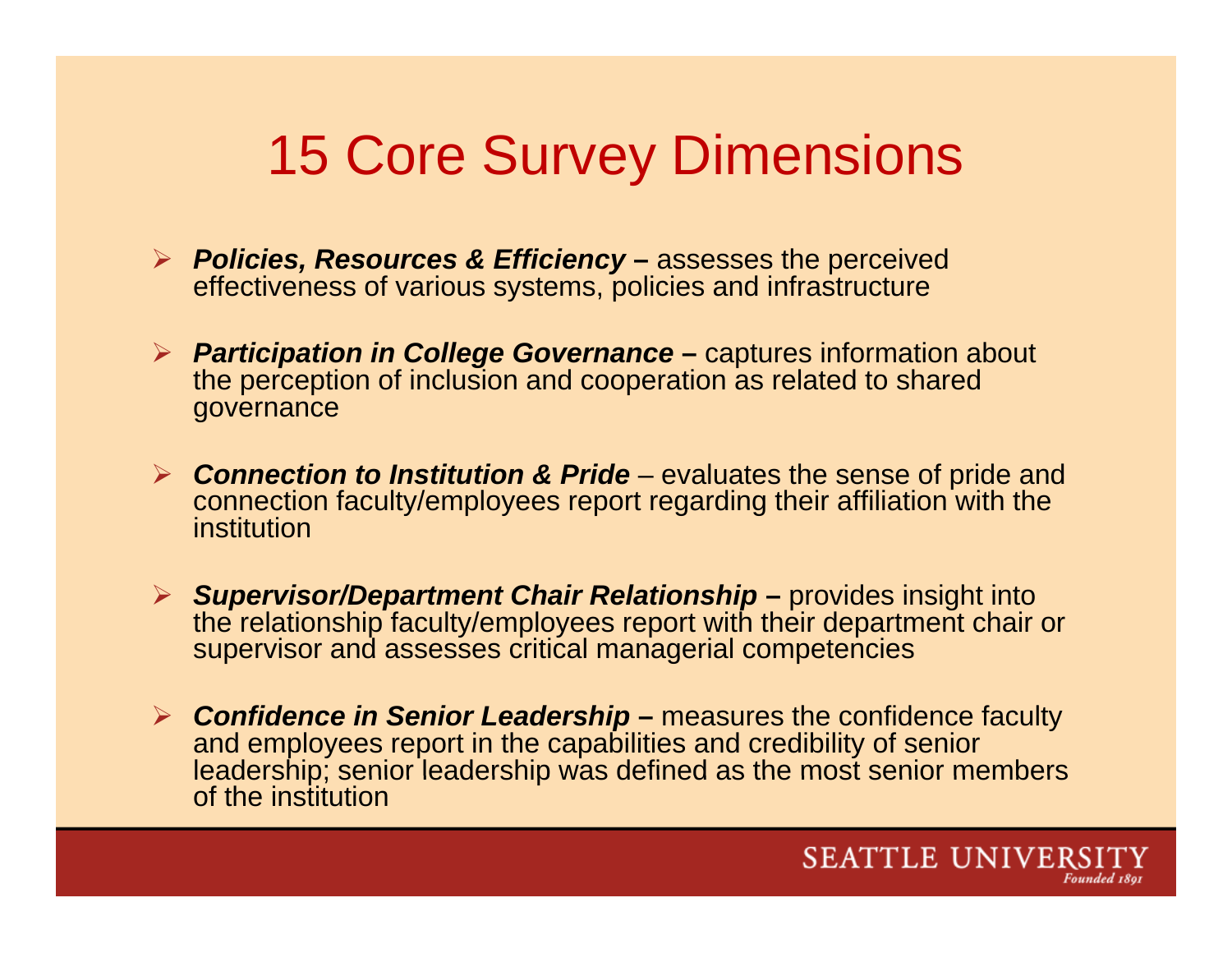# 15 Core Survey Dimensions

- ***Policies, Resources & Efficiency* –** assesses the perceived effectiveness of various systems, policies and infrastructure
- ***Participation in College Governance* –** captures information about the perception of inclusion and cooperation as related to shared governance
- ***Connection to Institution & Pride*** – evaluates the sense of pride and connection faculty/employees report regarding their affiliation with the institution
- ***Supervisor/Department Chair Relationship* –** provides insight into the relationship faculty/employees report with their department chair or supervisor and assesses critical managerial competencies
- ***Confidence in Senior Leadership* –** measures the confidence faculty and employees report in the capabilities and credibility of senior leadership; senior leadership was defined as the most senior members of the institution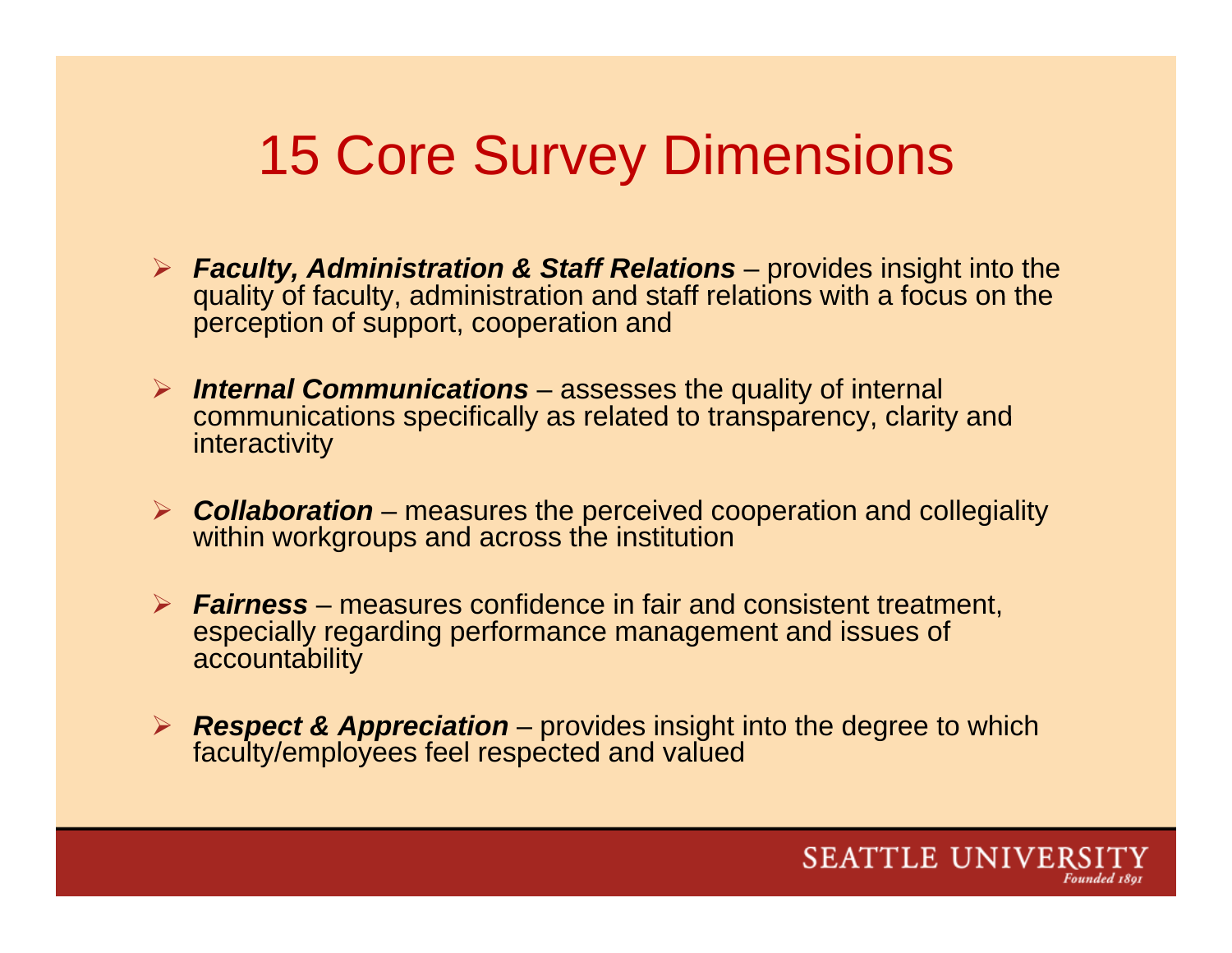# 15 Core Survey Dimensions

- ***Faculty, Administration & Staff Relations*** – provides insight into the quality of faculty, administration and staff relations with a focus on the perception of support, cooperation and
- ***Internal Communications*** – assesses the quality of internal communications specifically as related to transparency, clarity and interactivity
- ***Collaboration*** – measures the perceived cooperation and collegiality within workgroups and across the institution
- ***Fairness*** – measures confidence in fair and consistent treatment, especially regarding performance management and issues of accountability
- ***Respect & Appreciation*** – provides insight into the degree to which faculty/employees feel respected and valued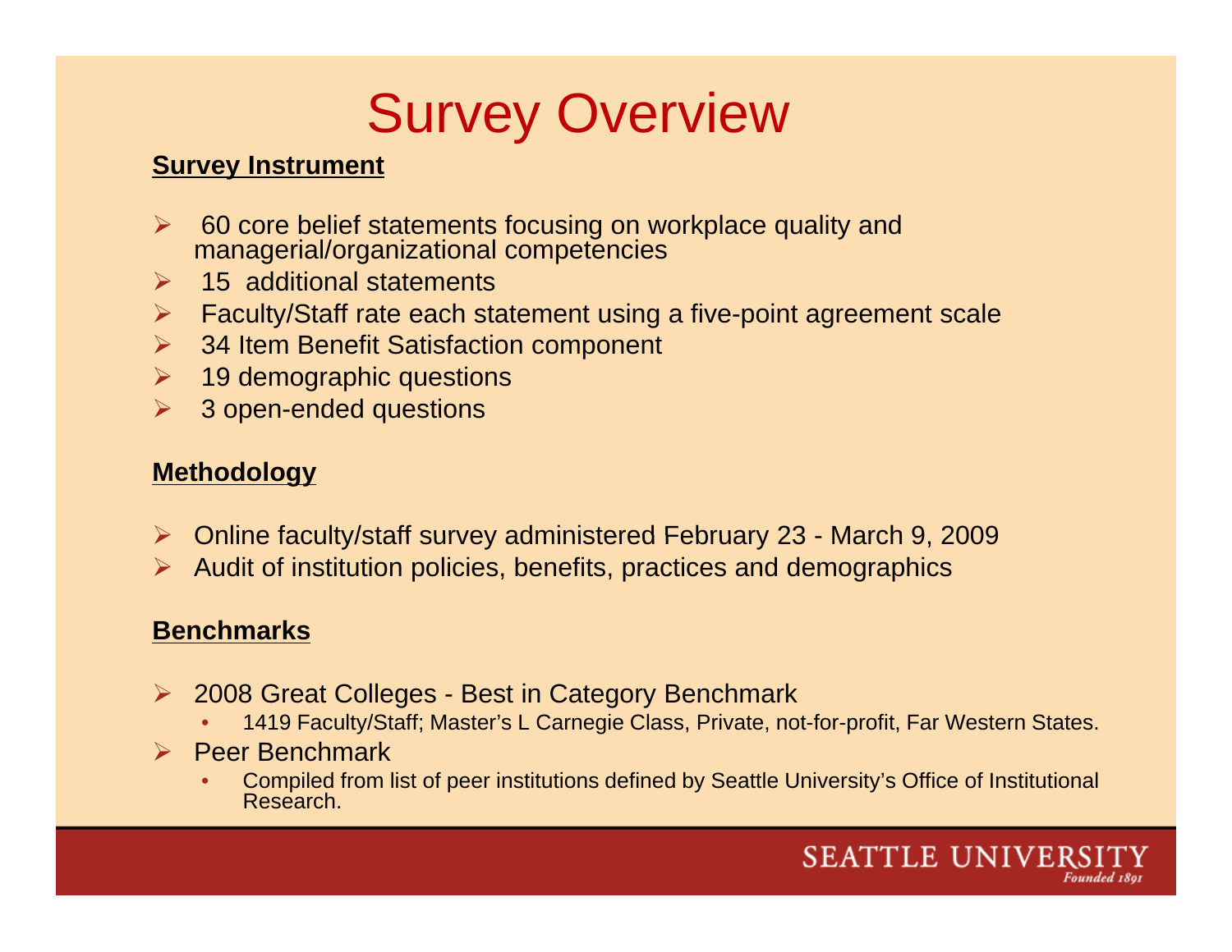# Survey Overview

**Survey Instrument**

- 60 core belief statements focusing on workplace quality and managerial/organizational competencies
- 15 additional statements
- Faculty/Staff rate each statement using a five-point agreement scale
- 34 Item Benefit Satisfaction component
- 19 demographic questions
- 3 open-ended questions

**Methodology**

- Online faculty/staff survey administered February 23 - March 9, 2009
- Audit of institution policies, benefits, practices and demographics

**Benchmarks**

- 2008 Great Colleges - Best in Category Benchmark
  - 1419 Faculty/Staff; Master's L Carnegie Class, Private, not-for-profit, Far Western States.
- Peer Benchmark
  - Compiled from list of peer institutions defined by Seattle University's Office of Institutional Research.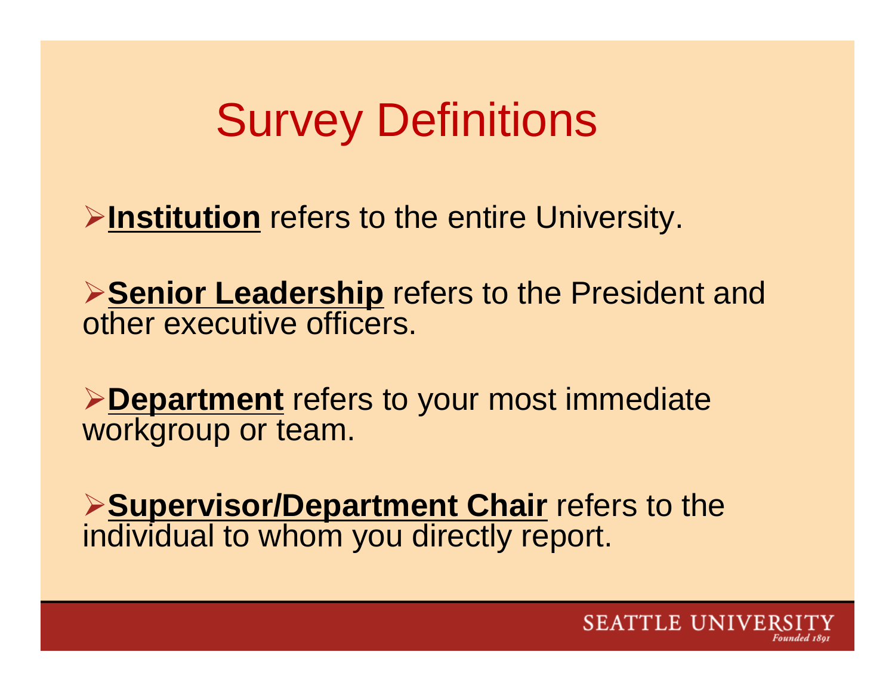# Survey Definitions

- **Institution** refers to the entire University.
- **Senior Leadership** refers to the President and other executive officers.
- **Department** refers to your most immediate workgroup or team.
- **Supervisor/Department Chair** refers to the individual to whom you directly report.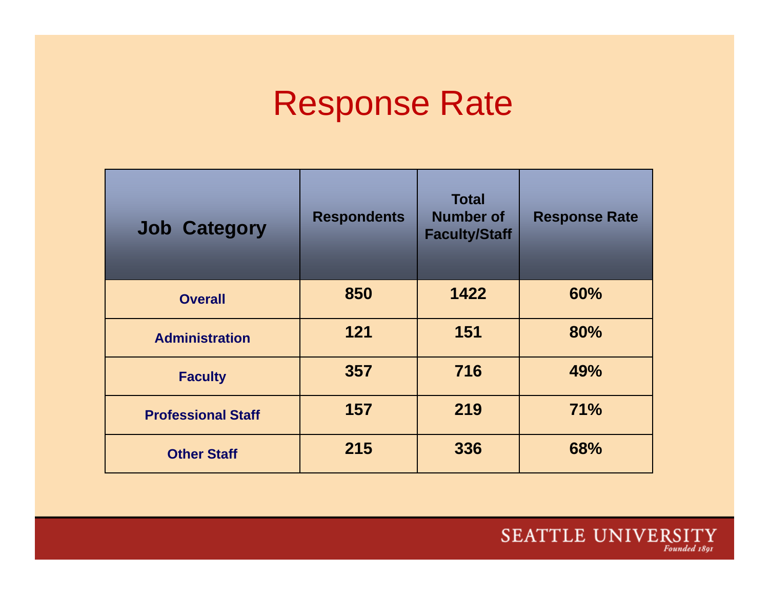# Response Rate

| Job Category | Respondents | Total Number of Faculty/Staff | Response Rate |
|---|---|---|---|
| **Overall** | **850** | **1422** | **60%** |
| **Administration** | **121** | **151** | **80%** |
| **Faculty** | **357** | **716** | **49%** |
| **Professional Staff** | **157** | **219** | **71%** |
| **Other Staff** | **215** | **336** | **68%** |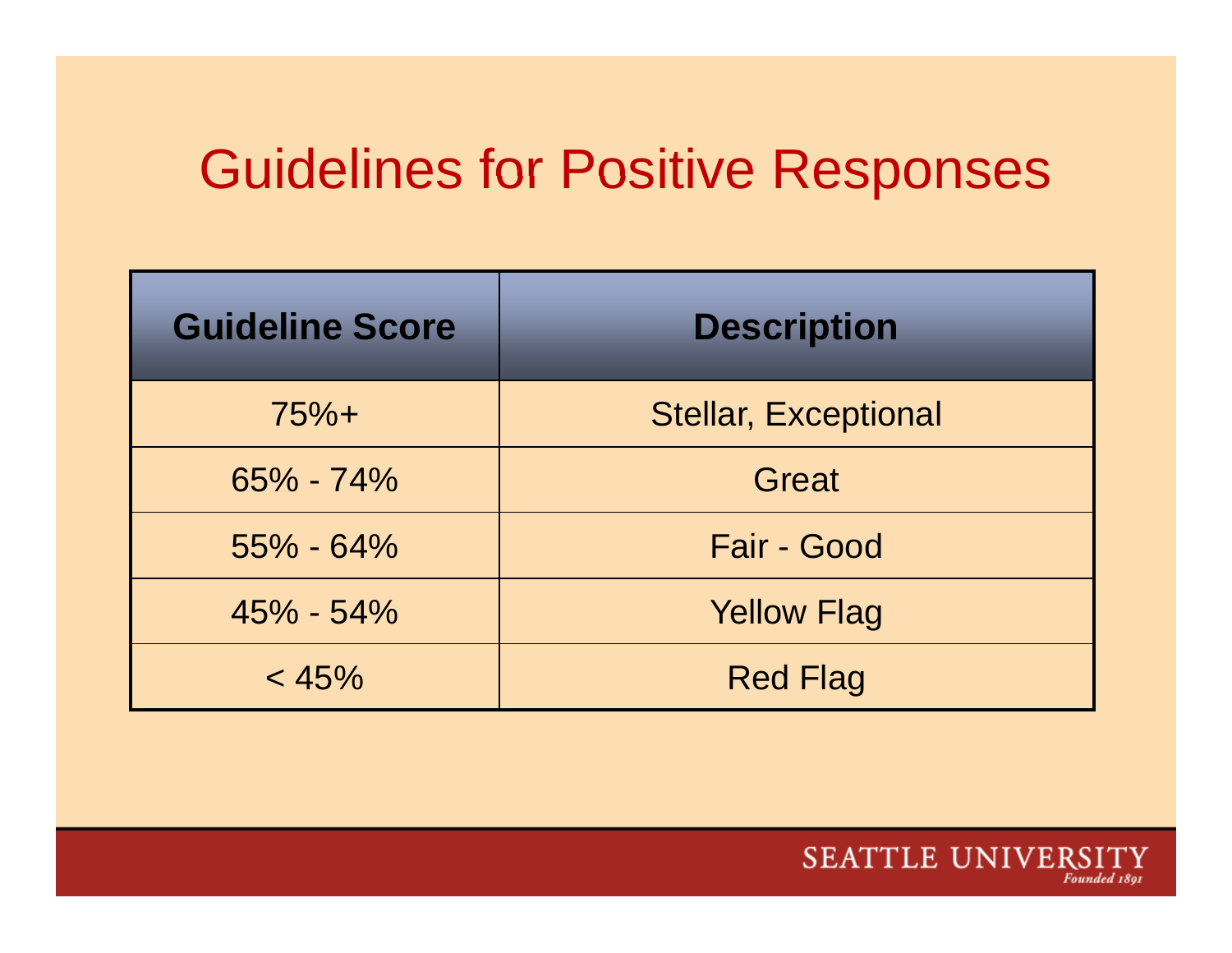# Guidelines for Positive Responses

| Guideline Score | Description |
| --- | --- |
| 75%+ | Stellar, Exceptional |
| 65% - 74% | Great |
| 55% - 64% | Fair - Good |
| 45% - 54% | Yellow Flag |
| < 45% | Red Flag |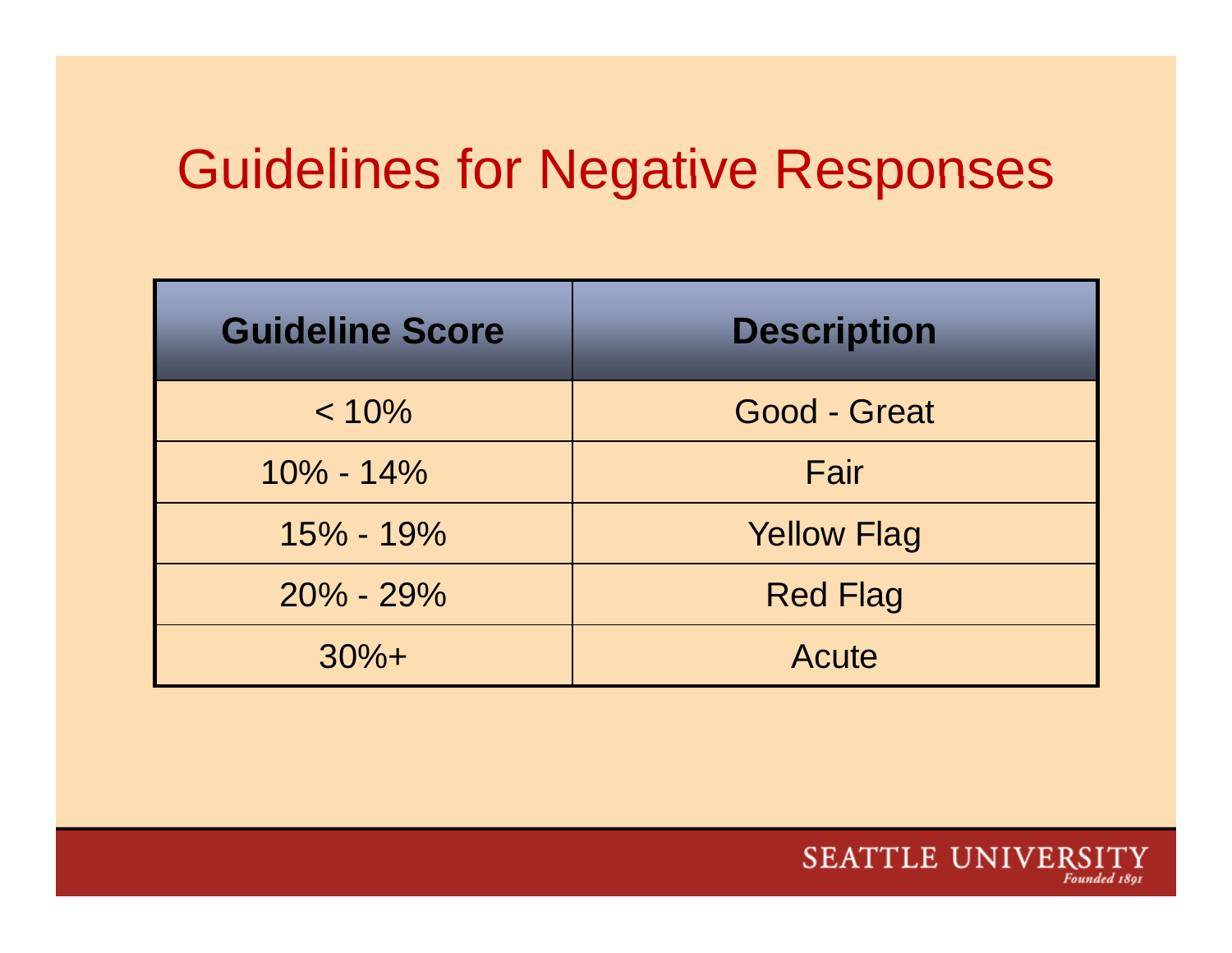# Guidelines for Negative Responses

| Guideline Score | Description |
|---|---|
| < 10% | Good - Great |
| 10% - 14% | Fair |
| 15% - 19% | Yellow Flag |
| 20% - 29% | Red Flag |
| 30%+ | Acute |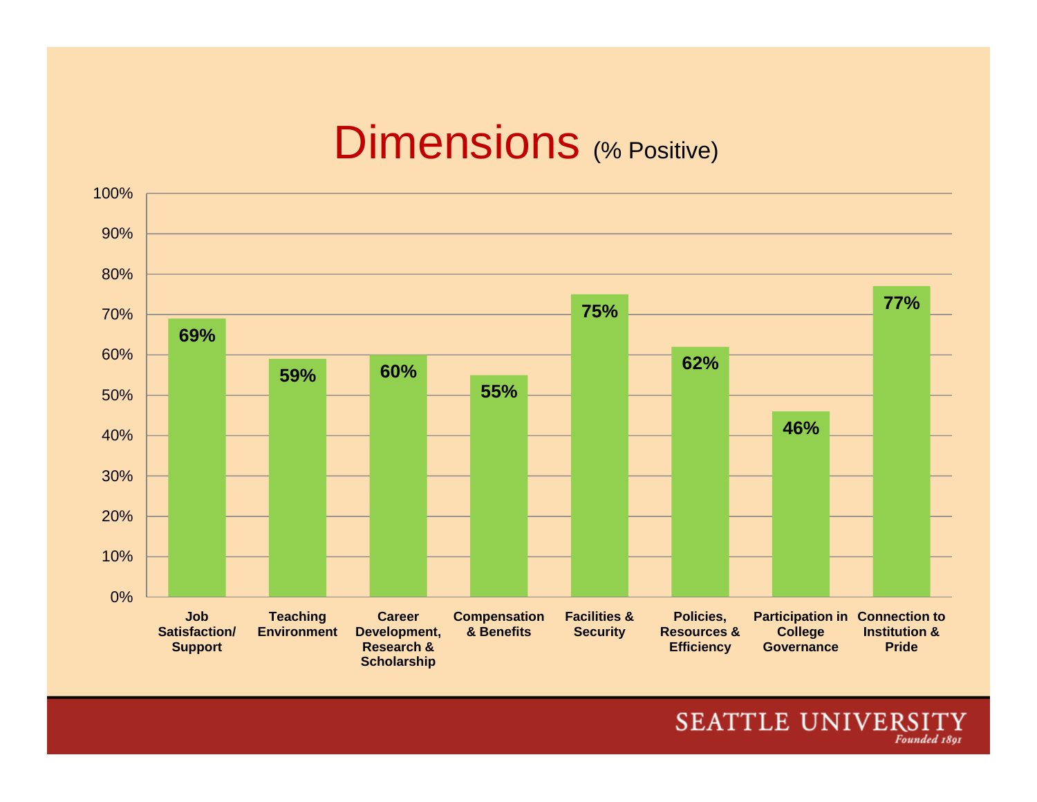# Dimensions (% Positive)

| Dimension | % Positive |
|---|---|
| Job Satisfaction/ Support | 69% |
| Teaching Environment | 59% |
| Career Development, Research & Scholarship | 60% |
| Compensation & Benefits | 55% |
| Facilities & Security | 75% |
| Policies, Resources & Efficiency | 62% |
| Participation in College Governance | 46% |
| Connection to Institution & Pride | 77% |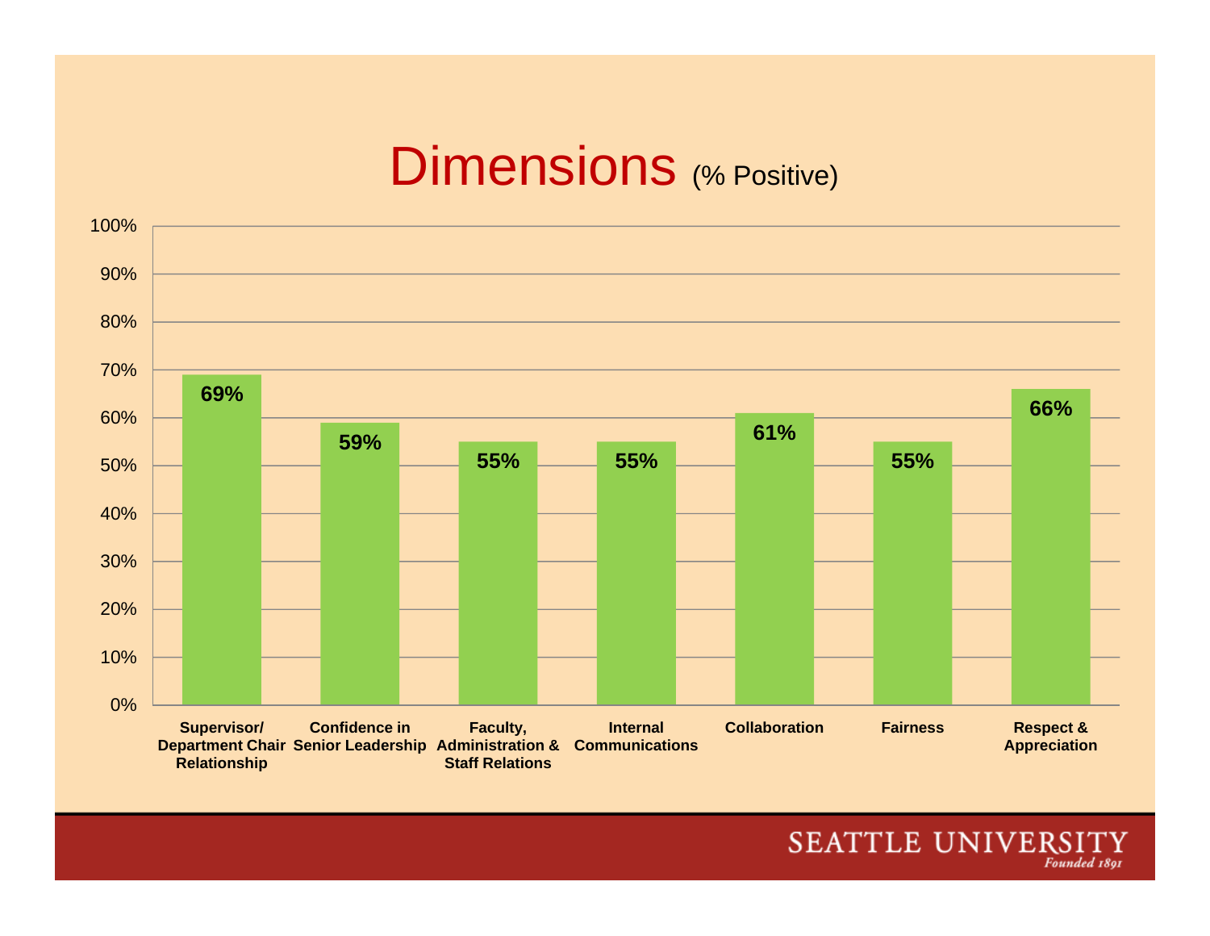# Dimensions (% Positive)

| Dimension | % Positive |
|---|---|
| Supervisor/ Department Chair Relationship | 69% |
| Confidence in Senior Leadership | 59% |
| Faculty, Administration & Staff Relations | 55% |
| Internal Communications | 55% |
| Collaboration | 61% |
| Fairness | 55% |
| Respect & Appreciation | 66% |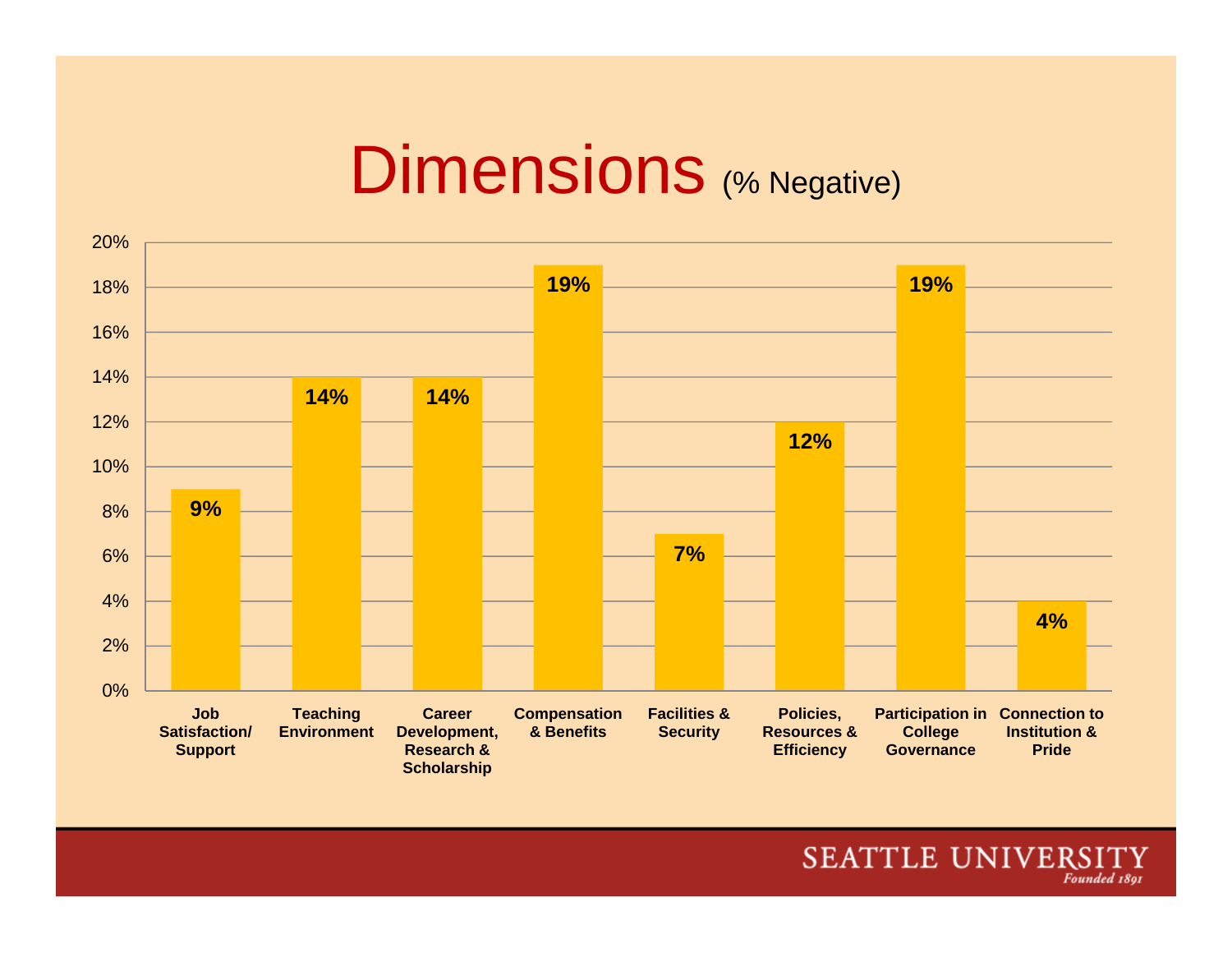# Dimensions (% Negative)

| Dimension | % Negative |
|---|---|
| Job Satisfaction/ Support | 9% |
| Teaching Environment | 14% |
| Career Development, Research & Scholarship | 14% |
| Compensation & Benefits | 19% |
| Facilities & Security | 7% |
| Policies, Resources & Efficiency | 12% |
| Participation in College Governance | 19% |
| Connection to Institution & Pride | 4% |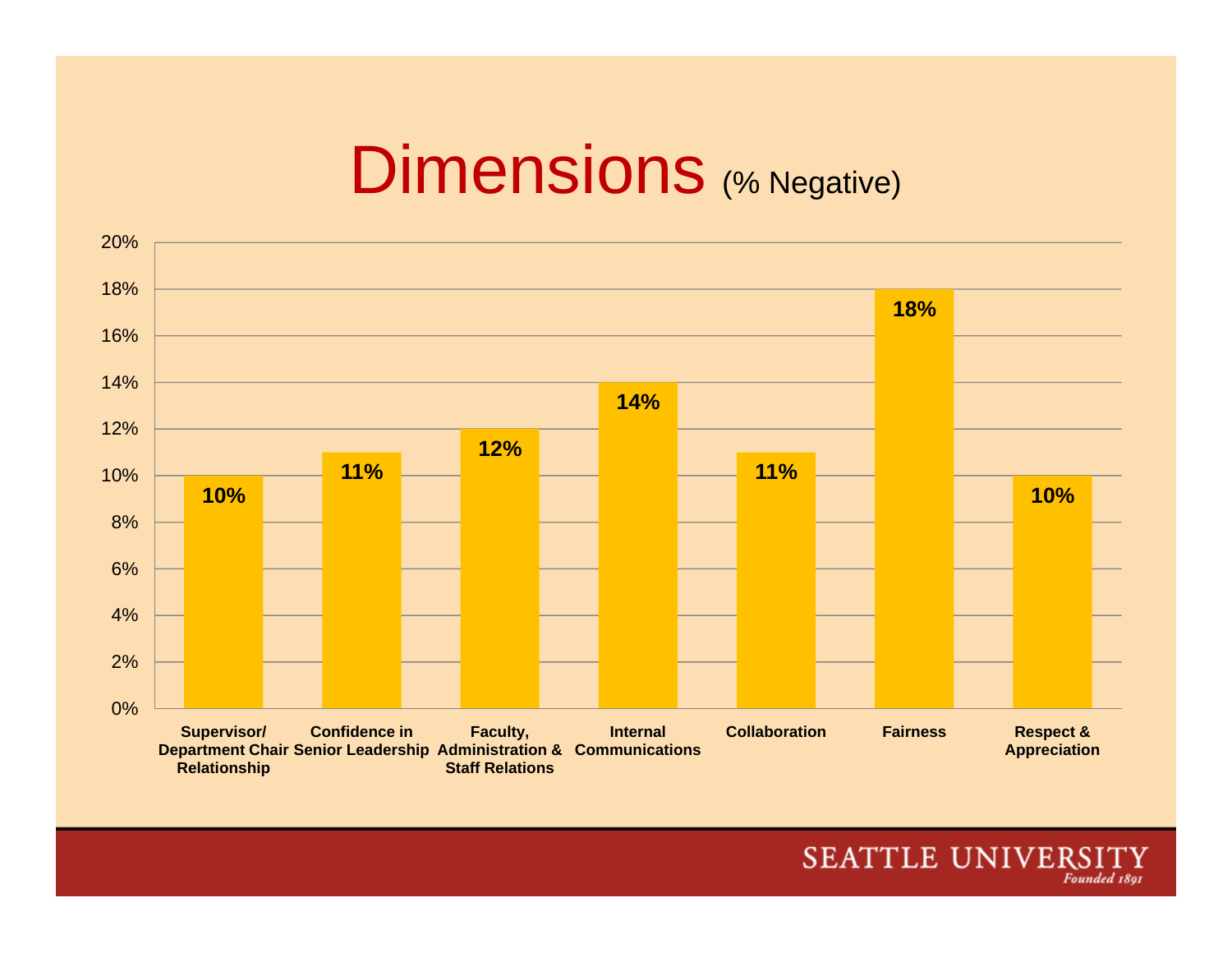# Dimensions (% Negative)

| Dimension | % Negative |
| --- | --- |
| Supervisor/ Department Chair Relationship | 10% |
| Confidence in Senior Leadership | 11% |
| Faculty, Administration & Staff Relations | 12% |
| Internal Communications | 14% |
| Collaboration | 11% |
| Fairness | 18% |
| Respect & Appreciation | 10% |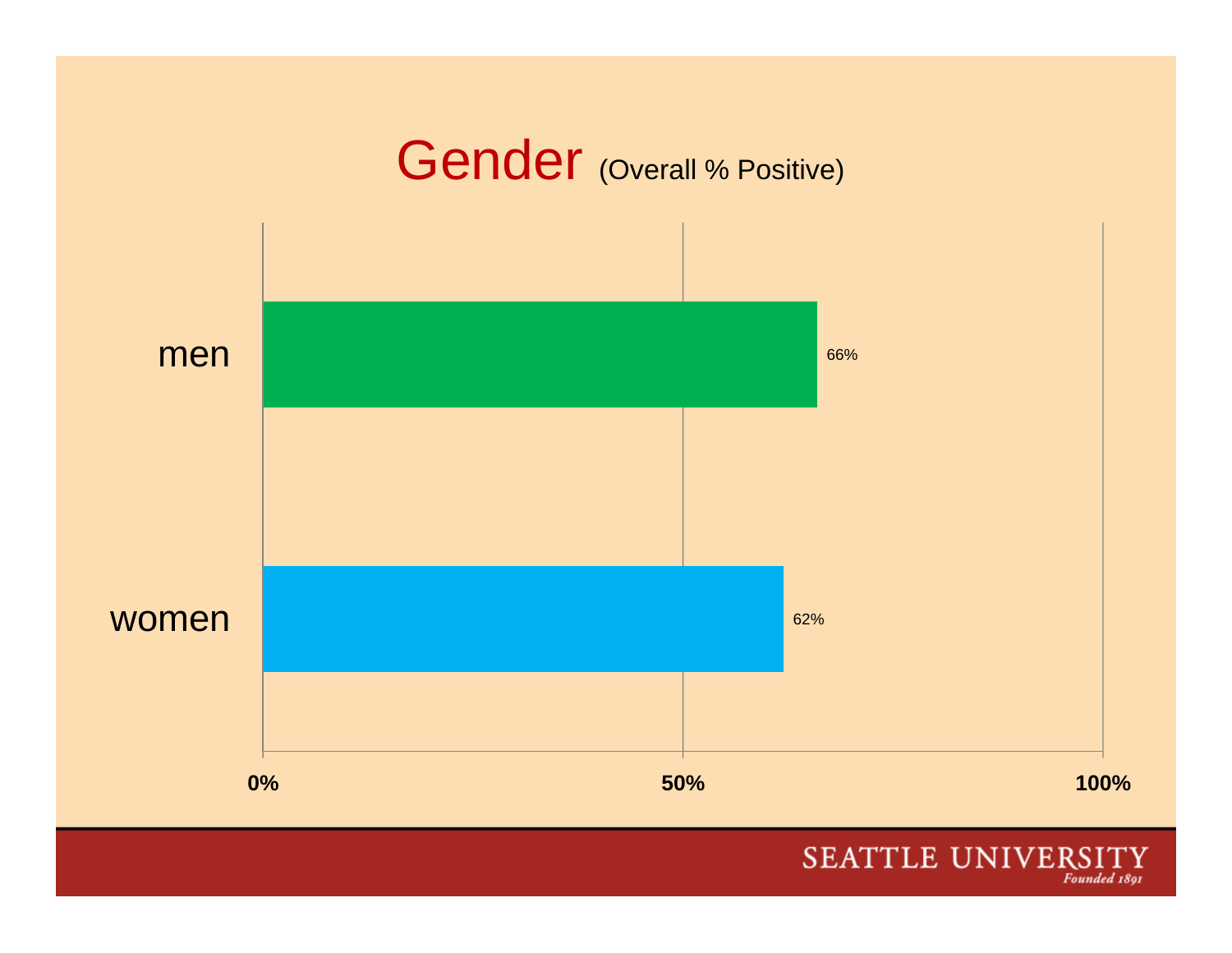# Gender (Overall % Positive)

| | |
|---|---|
| men | 66% |
| women | 62% |

0% 50% 100%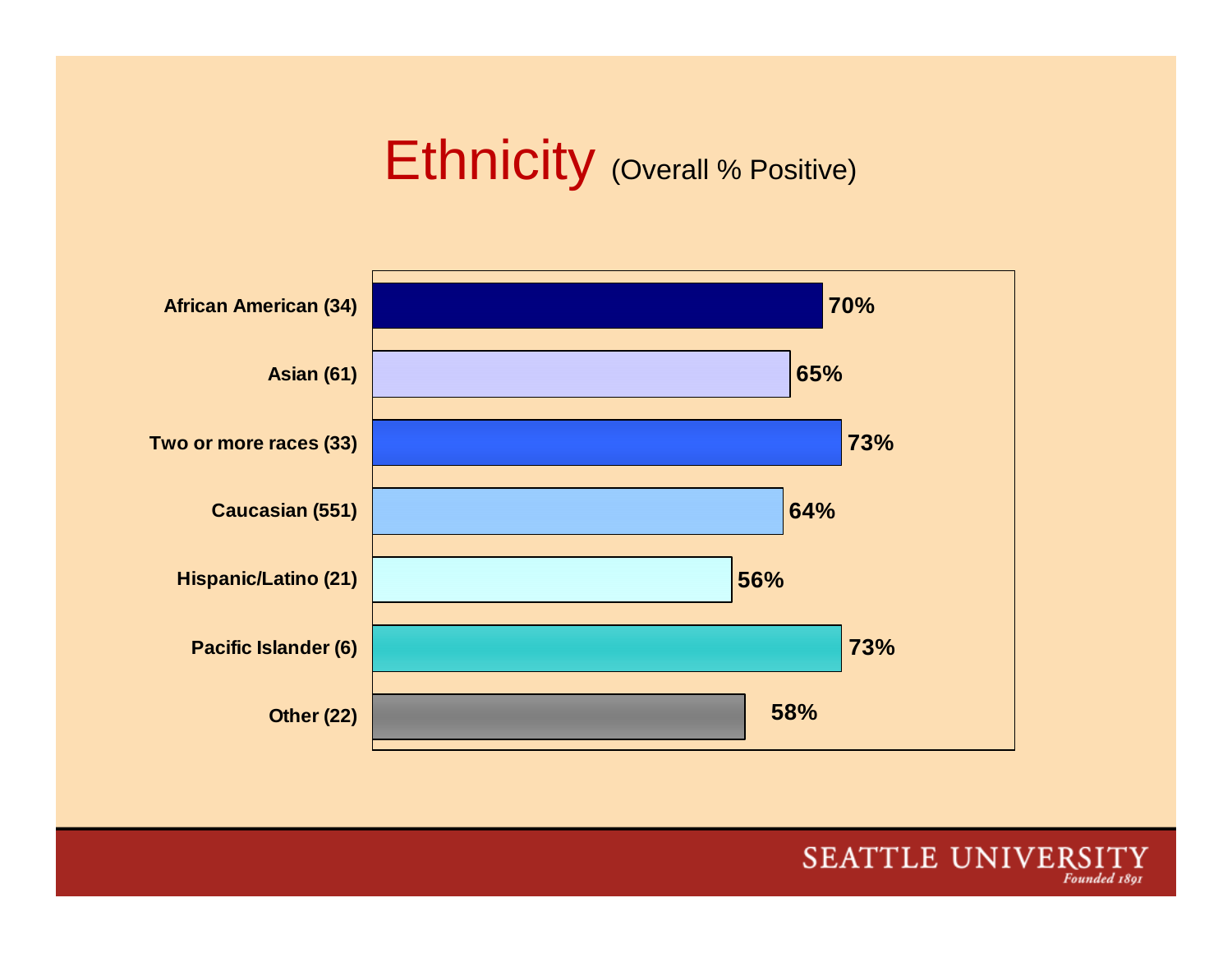# Ethnicity (Overall % Positive)

| Ethnicity | % Positive |
|---|---|
| African American (34) | 70% |
| Asian (61) | 65% |
| Two or more races (33) | 73% |
| Caucasian (551) | 64% |
| Hispanic/Latino (21) | 56% |
| Pacific Islander (6) | 73% |
| Other (22) | 58% |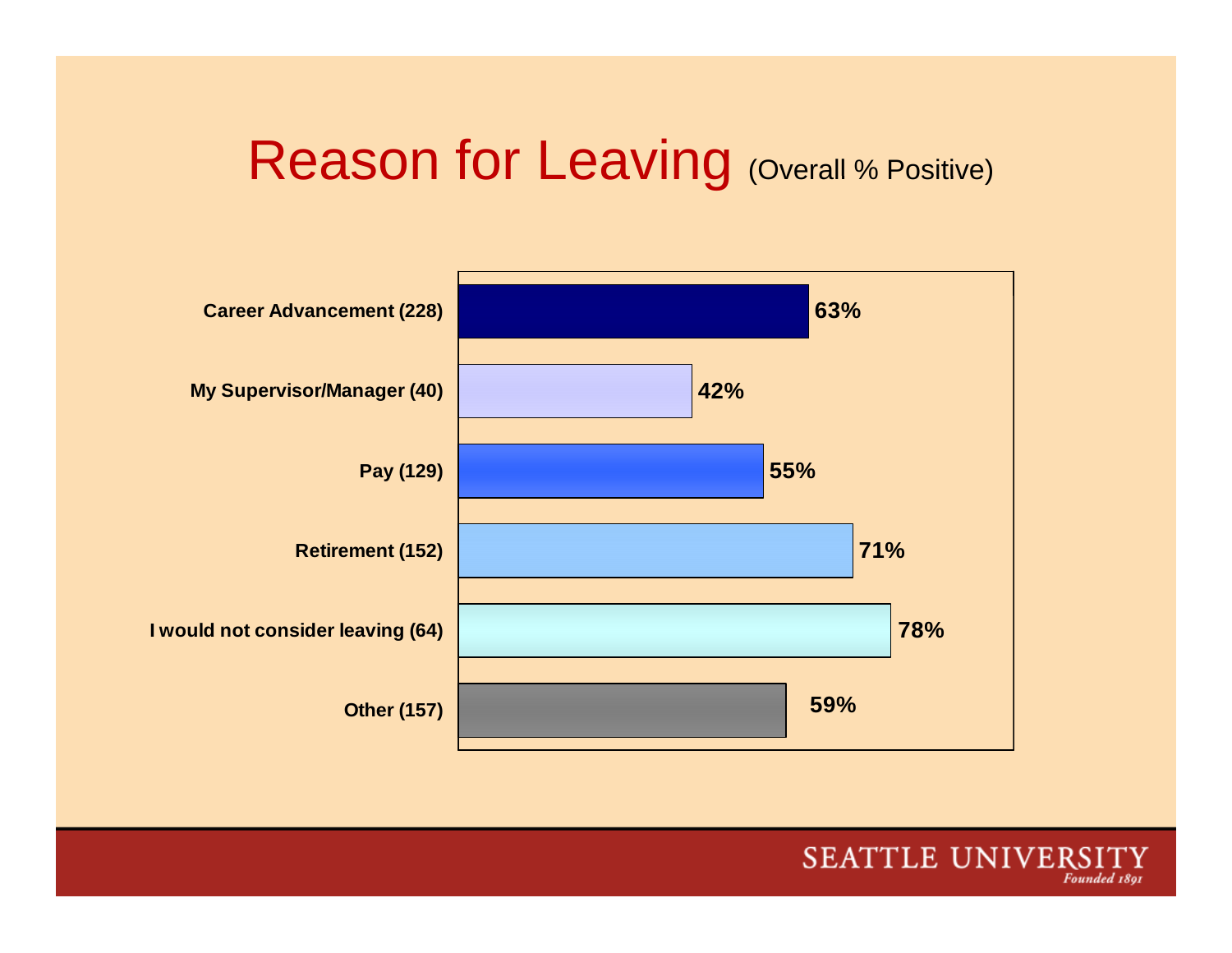# Reason for Leaving (Overall % Positive)

| Reason | % Positive |
|---|---|
| Career Advancement (228) | 63% |
| My Supervisor/Manager (40) | 42% |
| Pay (129) | 55% |
| Retirement (152) | 71% |
| I would not consider leaving (64) | 78% |
| Other (157) | 59% |

SEATTLE UNIVERSITY
*Founded 1891*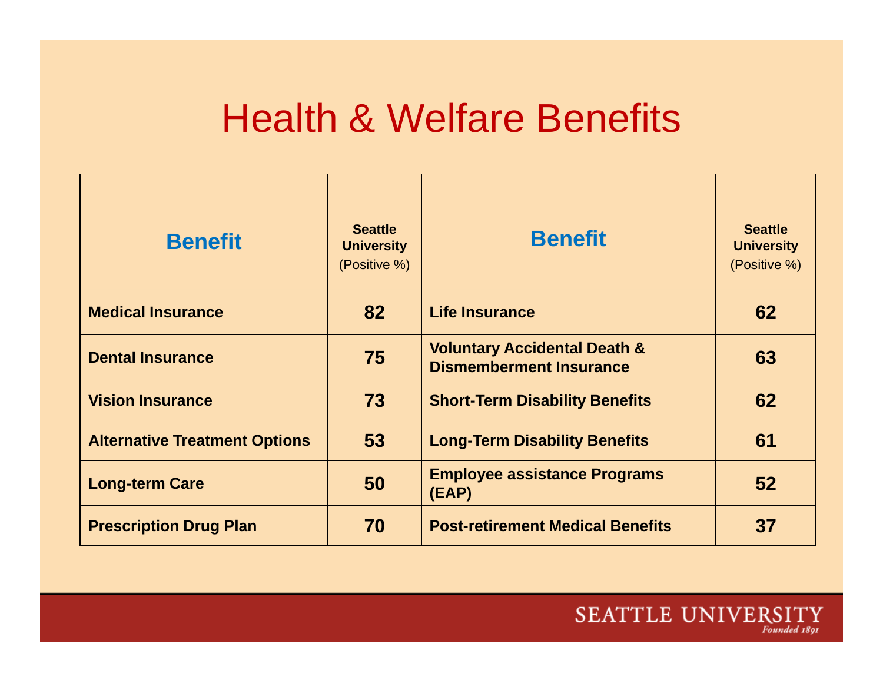# Health & Welfare Benefits

| Benefit | Seattle University (Positive %) | Benefit | Seattle University (Positive %) |
|---|---|---|---|
| **Medical Insurance** | **82** | **Life Insurance** | **62** |
| **Dental Insurance** | **75** | **Voluntary Accidental Death & Dismemberment Insurance** | **63** |
| **Vision Insurance** | **73** | **Short-Term Disability Benefits** | **62** |
| **Alternative Treatment Options** | **53** | **Long-Term Disability Benefits** | **61** |
| **Long-term Care** | **50** | **Employee assistance Programs (EAP)** | **52** |
| **Prescription Drug Plan** | **70** | **Post-retirement Medical Benefits** | **37** |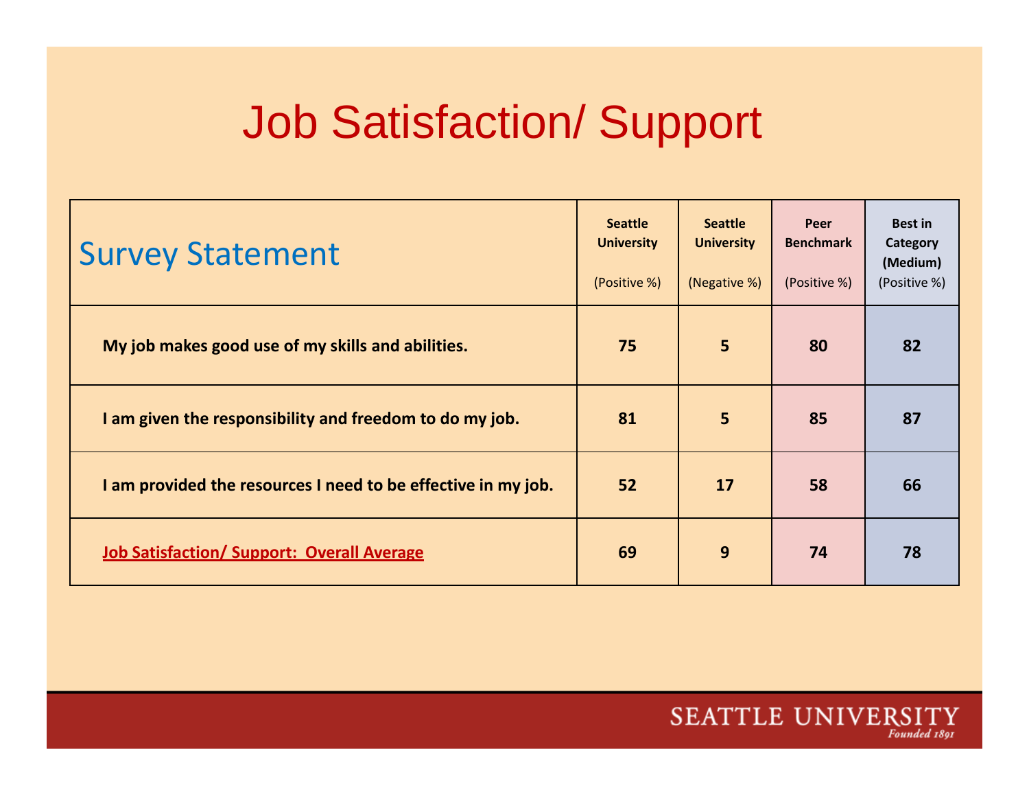# Job Satisfaction/ Support

| Survey Statement | Seattle University (Positive %) | Seattle University (Negative %) | Peer Benchmark (Positive %) | Best in Category (Medium) (Positive %) |
|---|---|---|---|---|
| **My job makes good use of my skills and abilities.** | **75** | **5** | **80** | **82** |
| **I am given the responsibility and freedom to do my job.** | **81** | **5** | **85** | **87** |
| **I am provided the resources I need to be effective in my job.** | **52** | **17** | **58** | **66** |
| **Job Satisfaction/ Support: Overall Average** | **69** | **9** | **74** | **78** |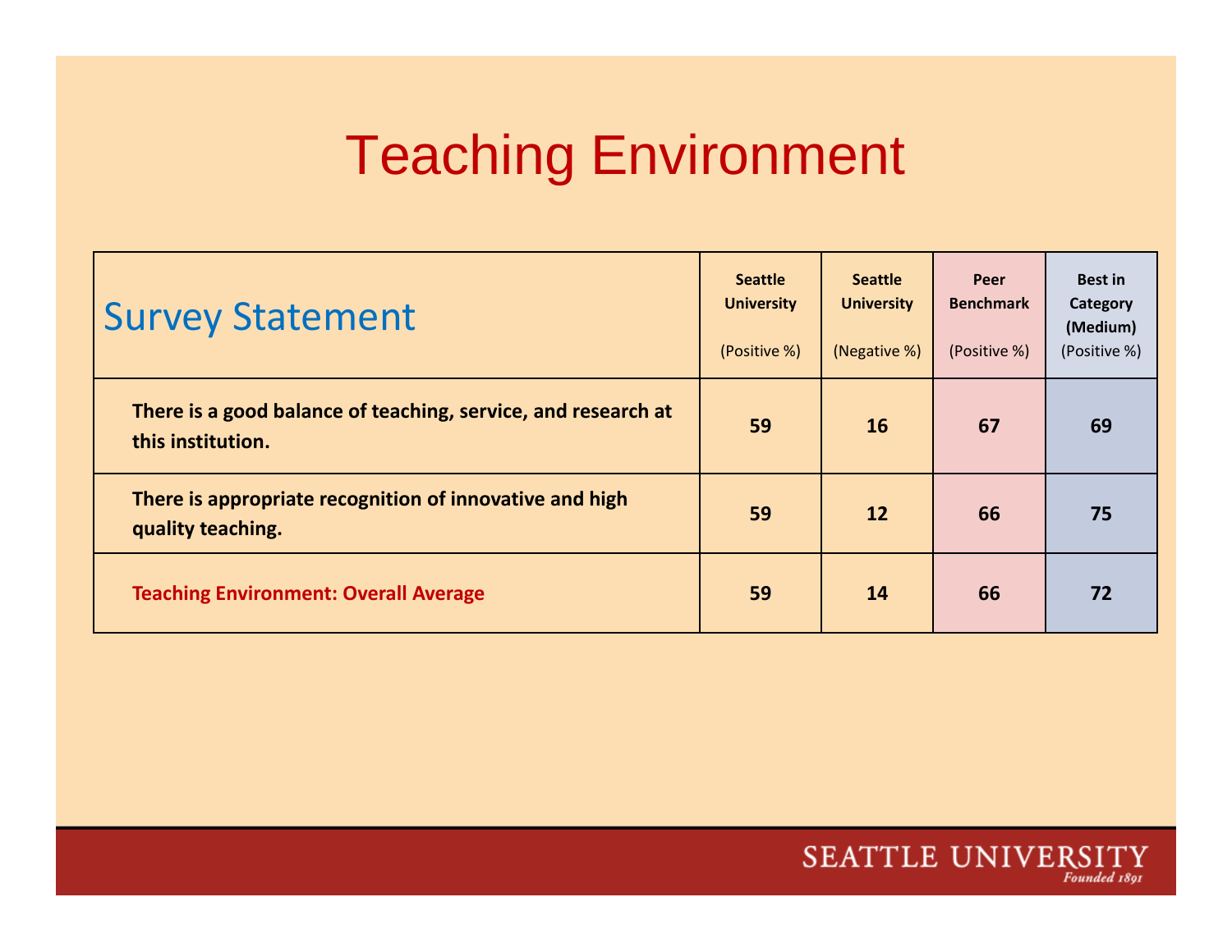# Teaching Environment

| Survey Statement | Seattle University (Positive %) | Seattle University (Negative %) | Peer Benchmark (Positive %) | Best in Category (Medium) (Positive %) |
|---|---|---|---|---|
| **There is a good balance of teaching, service, and research at this institution.** | **59** | **16** | **67** | **69** |
| **There is appropriate recognition of innovative and high quality teaching.** | **59** | **12** | **66** | **75** |
| **Teaching Environment: Overall Average** | **59** | **14** | **66** | **72** |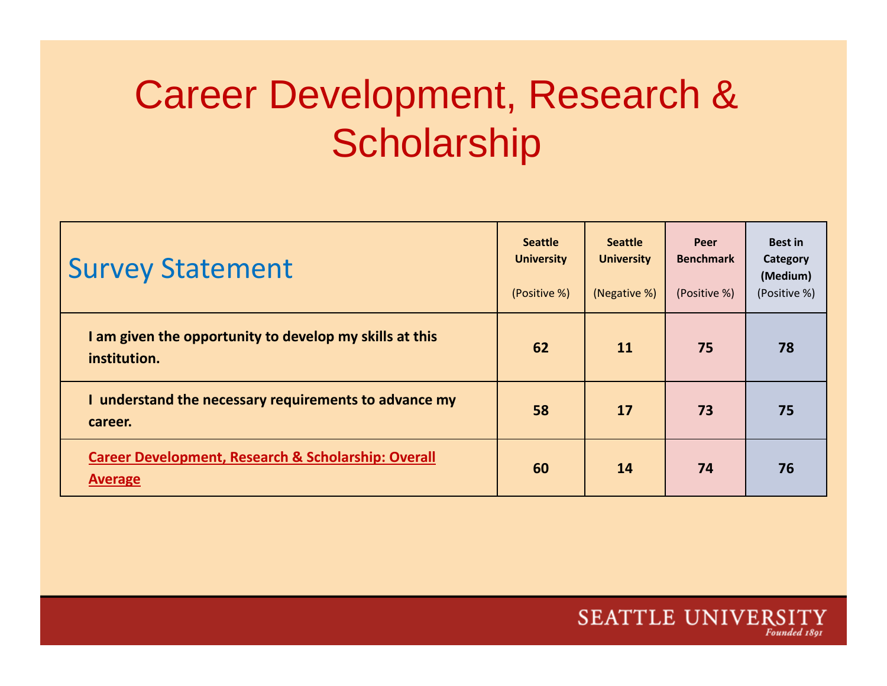# Career Development, Research & Scholarship

| Survey Statement | Seattle University (Positive %) | Seattle University (Negative %) | Peer Benchmark (Positive %) | Best in Category (Medium) (Positive %) |
|---|---|---|---|---|
| **I am given the opportunity to develop my skills at this institution.** | **62** | **11** | **75** | **78** |
| **I understand the necessary requirements to advance my career.** | **58** | **17** | **73** | **75** |
| **Career Development, Research & Scholarship: Overall Average** | **60** | **14** | **74** | **76** |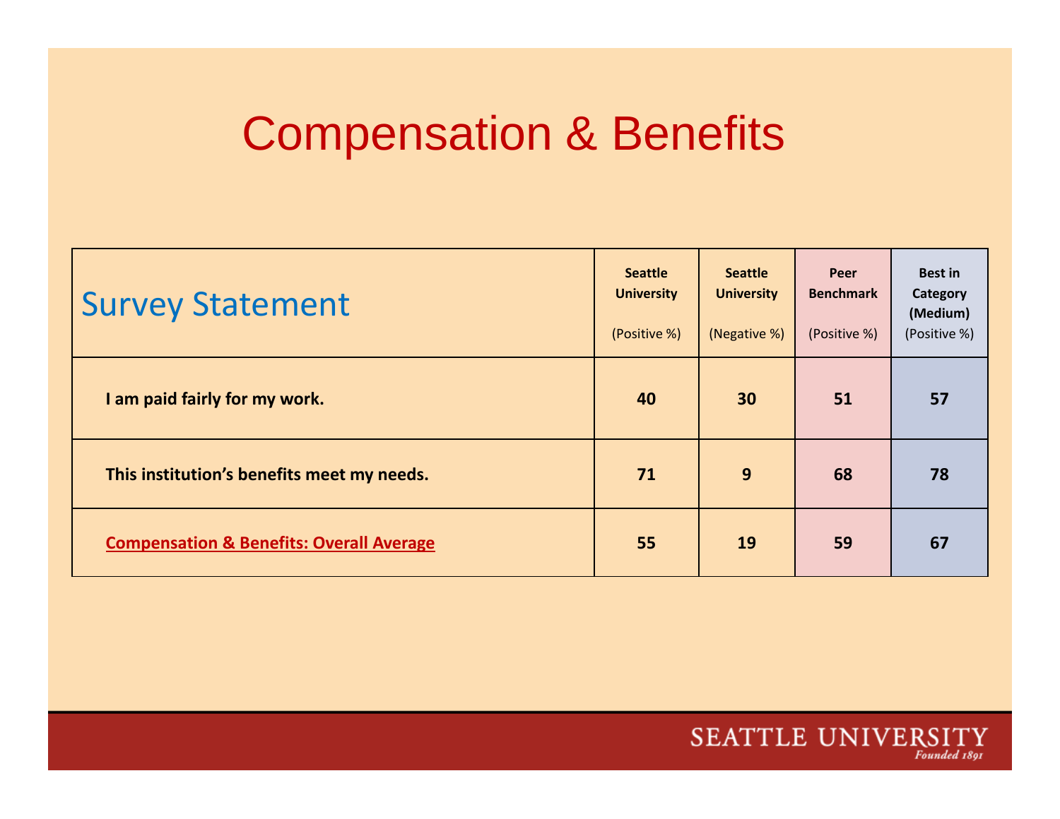# Compensation & Benefits

| Survey Statement | Seattle University (Positive %) | Seattle University (Negative %) | Peer Benchmark (Positive %) | Best in Category (Medium) (Positive %) |
|---|---|---|---|---|
| **I am paid fairly for my work.** | **40** | **30** | **51** | **57** |
| **This institution's benefits meet my needs.** | **71** | **9** | **68** | **78** |
| **Compensation & Benefits: Overall Average** | **55** | **19** | **59** | **67** |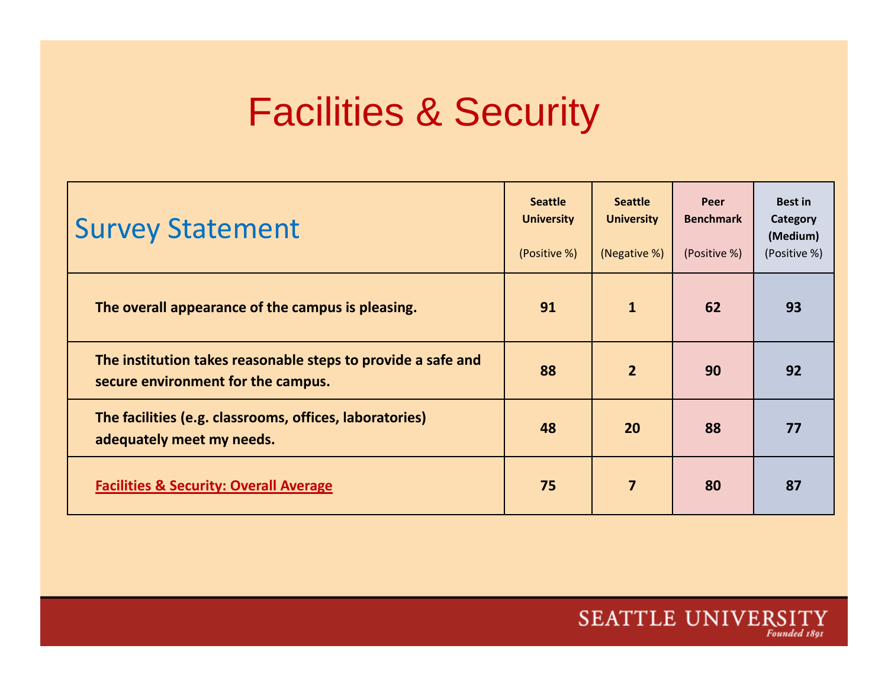# Facilities & Security

| Survey Statement | Seattle University (Positive %) | Seattle University (Negative %) | Peer Benchmark (Positive %) | Best in Category (Medium) (Positive %) |
|---|---|---|---|---|
| **The overall appearance of the campus is pleasing.** | **91** | **1** | **62** | **93** |
| **The institution takes reasonable steps to provide a safe and secure environment for the campus.** | **88** | **2** | **90** | **92** |
| **The facilities (e.g. classrooms, offices, laboratories) adequately meet my needs.** | **48** | **20** | **88** | **77** |
| **Facilities & Security: Overall Average** | **75** | **7** | **80** | **87** |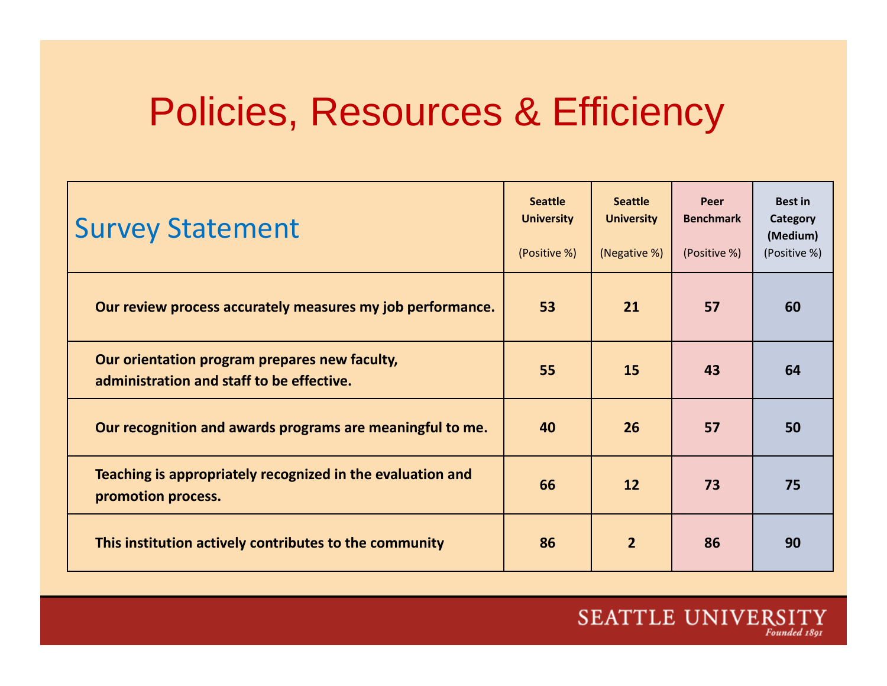# Policies, Resources & Efficiency

| Survey Statement | Seattle University (Positive %) | Seattle University (Negative %) | Peer Benchmark (Positive %) | Best in Category (Medium) (Positive %) |
|---|---|---|---|---|
| **Our review process accurately measures my job performance.** | **53** | **21** | **57** | **60** |
| **Our orientation program prepares new faculty, administration and staff to be effective.** | **55** | **15** | **43** | **64** |
| **Our recognition and awards programs are meaningful to me.** | **40** | **26** | **57** | **50** |
| **Teaching is appropriately recognized in the evaluation and promotion process.** | **66** | **12** | **73** | **75** |
| **This institution actively contributes to the community** | **86** | **2** | **86** | **90** |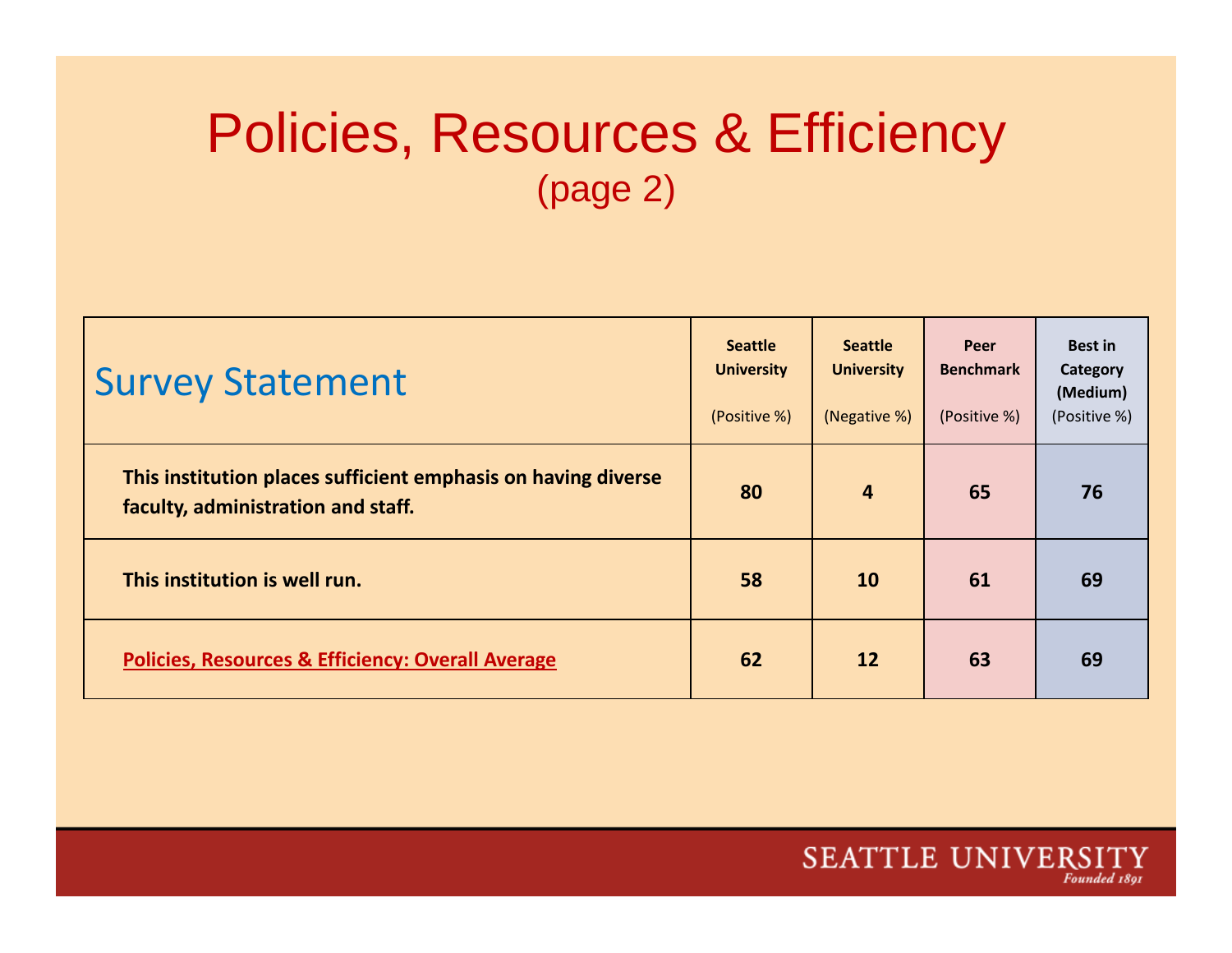# Policies, Resources & Efficiency
## (page 2)

| Survey Statement | Seattle University (Positive %) | Seattle University (Negative %) | Peer Benchmark (Positive %) | Best in Category (Medium) (Positive %) |
|---|---|---|---|---|
| **This institution places sufficient emphasis on having diverse faculty, administration and staff.** | **80** | **4** | **65** | **76** |
| **This institution is well run.** | **58** | **10** | **61** | **69** |
| **Policies, Resources & Efficiency: Overall Average** | **62** | **12** | **63** | **69** |

SEATTLE UNIVERSITY
*Founded 1891*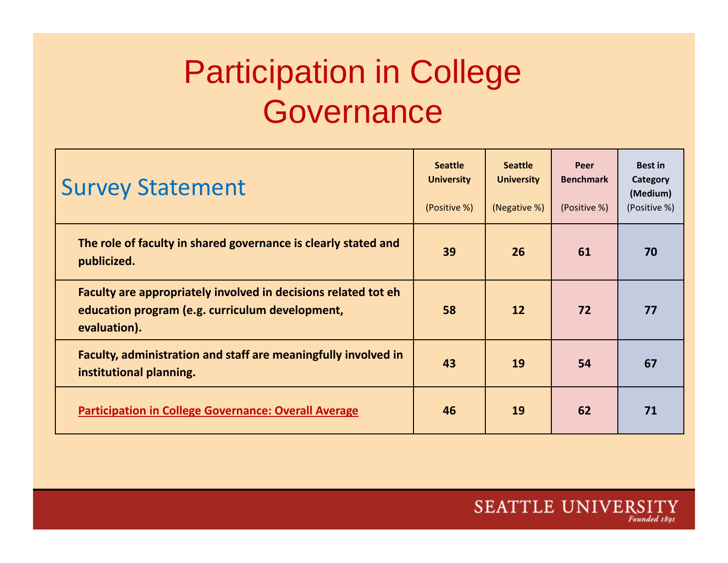# Participation in College Governance

| Survey Statement | Seattle University (Positive %) | Seattle University (Negative %) | Peer Benchmark (Positive %) | Best in Category (Medium) (Positive %) |
|---|---|---|---|---|
| **The role of faculty in shared governance is clearly stated and publicized.** | **39** | **26** | **61** | **70** |
| **Faculty are appropriately involved in decisions related tot eh education program (e.g. curriculum development, evaluation).** | **58** | **12** | **72** | **77** |
| **Faculty, administration and staff are meaningfully involved in institutional planning.** | **43** | **19** | **54** | **67** |
| **Participation in College Governance: Overall Average** | **46** | **19** | **62** | **71** |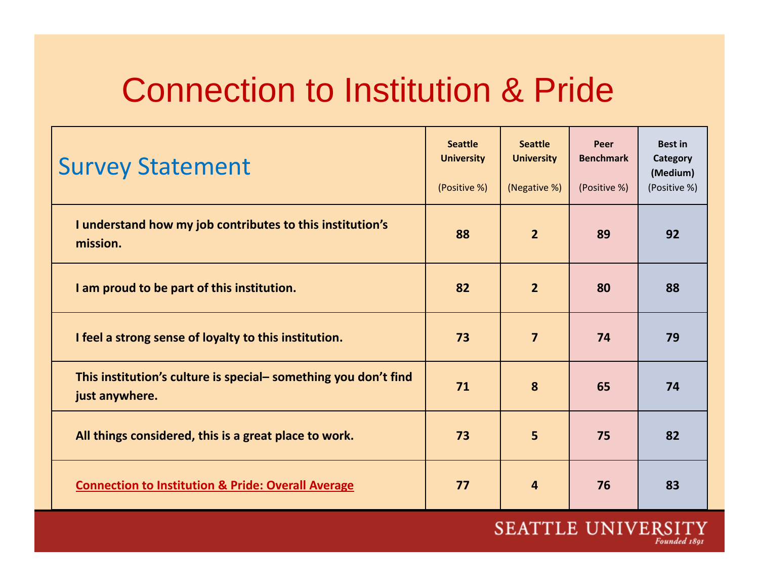# Connection to Institution & Pride

| Survey Statement | Seattle University (Positive %) | Seattle University (Negative %) | Peer Benchmark (Positive %) | Best in Category (Medium) (Positive %) |
|---|---|---|---|---|
| **I understand how my job contributes to this institution's mission.** | **88** | **2** | **89** | **92** |
| **I am proud to be part of this institution.** | **82** | **2** | **80** | **88** |
| **I feel a strong sense of loyalty to this institution.** | **73** | **7** | **74** | **79** |
| **This institution's culture is special– something you don't find just anywhere.** | **71** | **8** | **65** | **74** |
| **All things considered, this is a great place to work.** | **73** | **5** | **75** | **82** |
| **Connection to Institution & Pride: Overall Average** | **77** | **4** | **76** | **83** |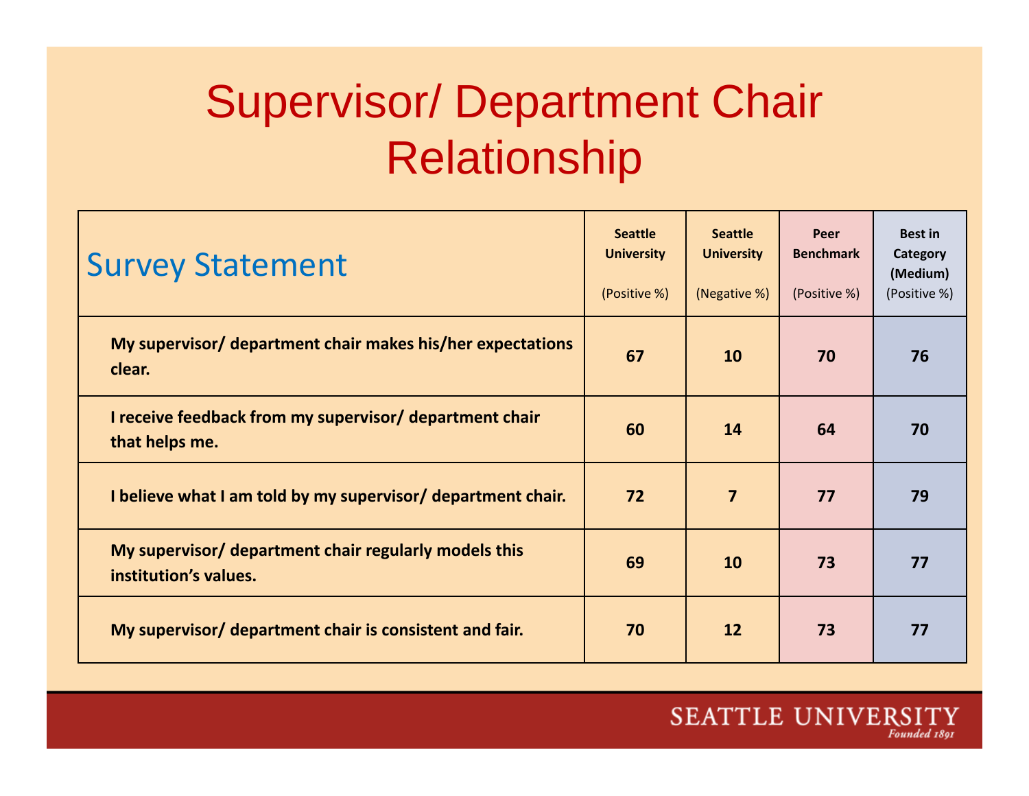# Supervisor/ Department Chair Relationship

| Survey Statement | Seattle University (Positive %) | Seattle University (Negative %) | Peer Benchmark (Positive %) | Best in Category (Medium) (Positive %) |
|---|---|---|---|---|
| **My supervisor/ department chair makes his/her expectations clear.** | **67** | **10** | **70** | **76** |
| **I receive feedback from my supervisor/ department chair that helps me.** | **60** | **14** | **64** | **70** |
| **I believe what I am told by my supervisor/ department chair.** | **72** | **7** | **77** | **79** |
| **My supervisor/ department chair regularly models this institution's values.** | **69** | **10** | **73** | **77** |
| **My supervisor/ department chair is consistent and fair.** | **70** | **12** | **73** | **77** |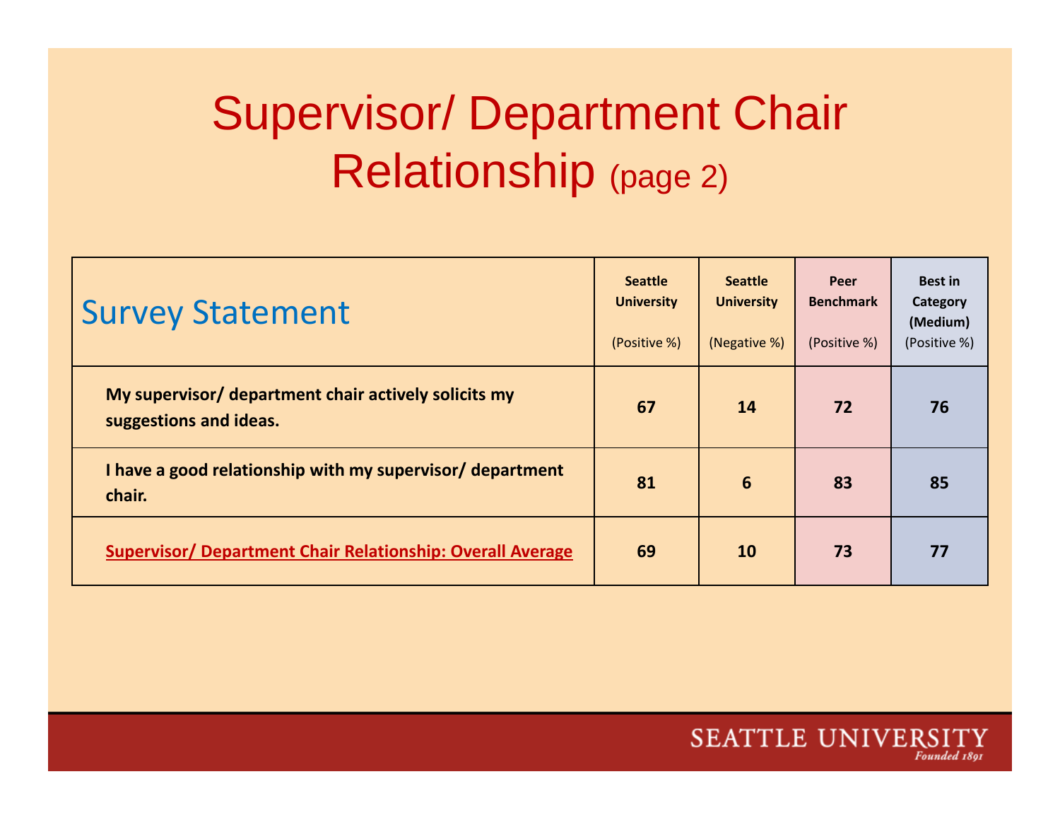# Supervisor/ Department Chair Relationship (page 2)

| Survey Statement | Seattle University (Positive %) | Seattle University (Negative %) | Peer Benchmark (Positive %) | Best in Category (Medium) (Positive %) |
|---|---|---|---|---|
| **My supervisor/ department chair actively solicits my suggestions and ideas.** | **67** | **14** | **72** | **76** |
| **I have a good relationship with my supervisor/ department chair.** | **81** | **6** | **83** | **85** |
| **Supervisor/ Department Chair Relationship: Overall Average** | **69** | **10** | **73** | **77** |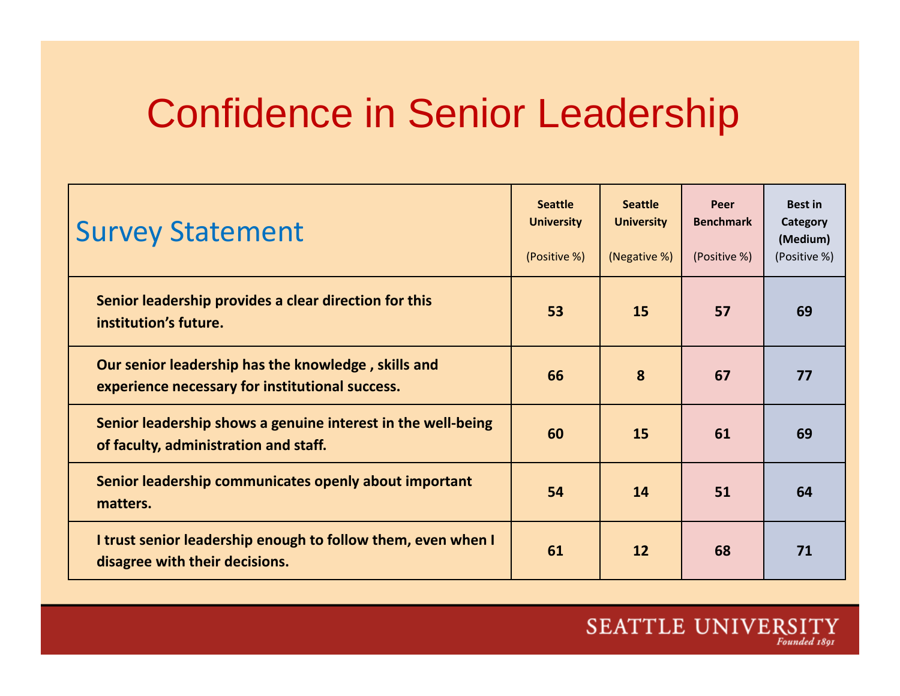# Confidence in Senior Leadership

| Survey Statement | Seattle University (Positive %) | Seattle University (Negative %) | Peer Benchmark (Positive %) | Best in Category (Medium) (Positive %) |
|---|---|---|---|---|
| **Senior leadership provides a clear direction for this institution's future.** | **53** | **15** | **57** | **69** |
| **Our senior leadership has the knowledge , skills and experience necessary for institutional success.** | **66** | **8** | **67** | **77** |
| **Senior leadership shows a genuine interest in the well-being of faculty, administration and staff.** | **60** | **15** | **61** | **69** |
| **Senior leadership communicates openly about important matters.** | **54** | **14** | **51** | **64** |
| **I trust senior leadership enough to follow them, even when I disagree with their decisions.** | **61** | **12** | **68** | **71** |

SEATTLE UNIVERSITY
*Founded 1891*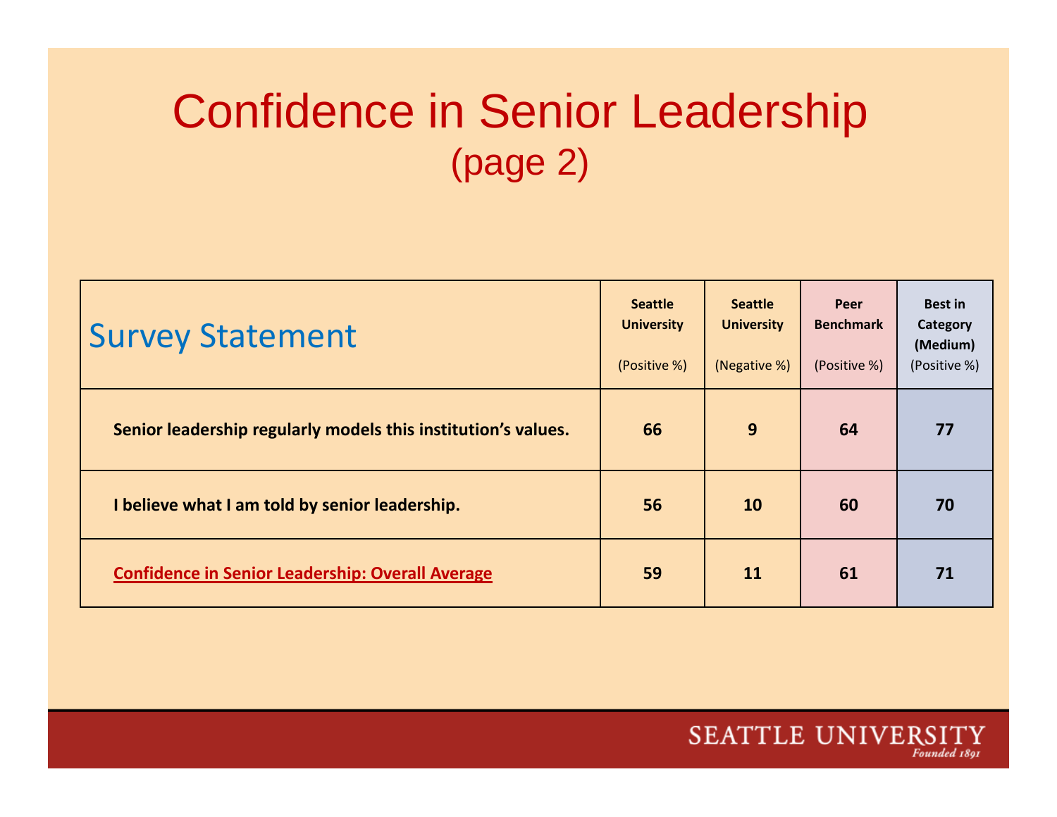# Confidence in Senior Leadership
## (page 2)

| Survey Statement | Seattle University (Positive %) | Seattle University (Negative %) | Peer Benchmark (Positive %) | Best in Category (Medium) (Positive %) |
|---|---|---|---|---|
| **Senior leadership regularly models this institution's values.** | **66** | **9** | **64** | **77** |
| **I believe what I am told by senior leadership.** | **56** | **10** | **60** | **70** |
| **Confidence in Senior Leadership: Overall Average** | **59** | **11** | **61** | **71** |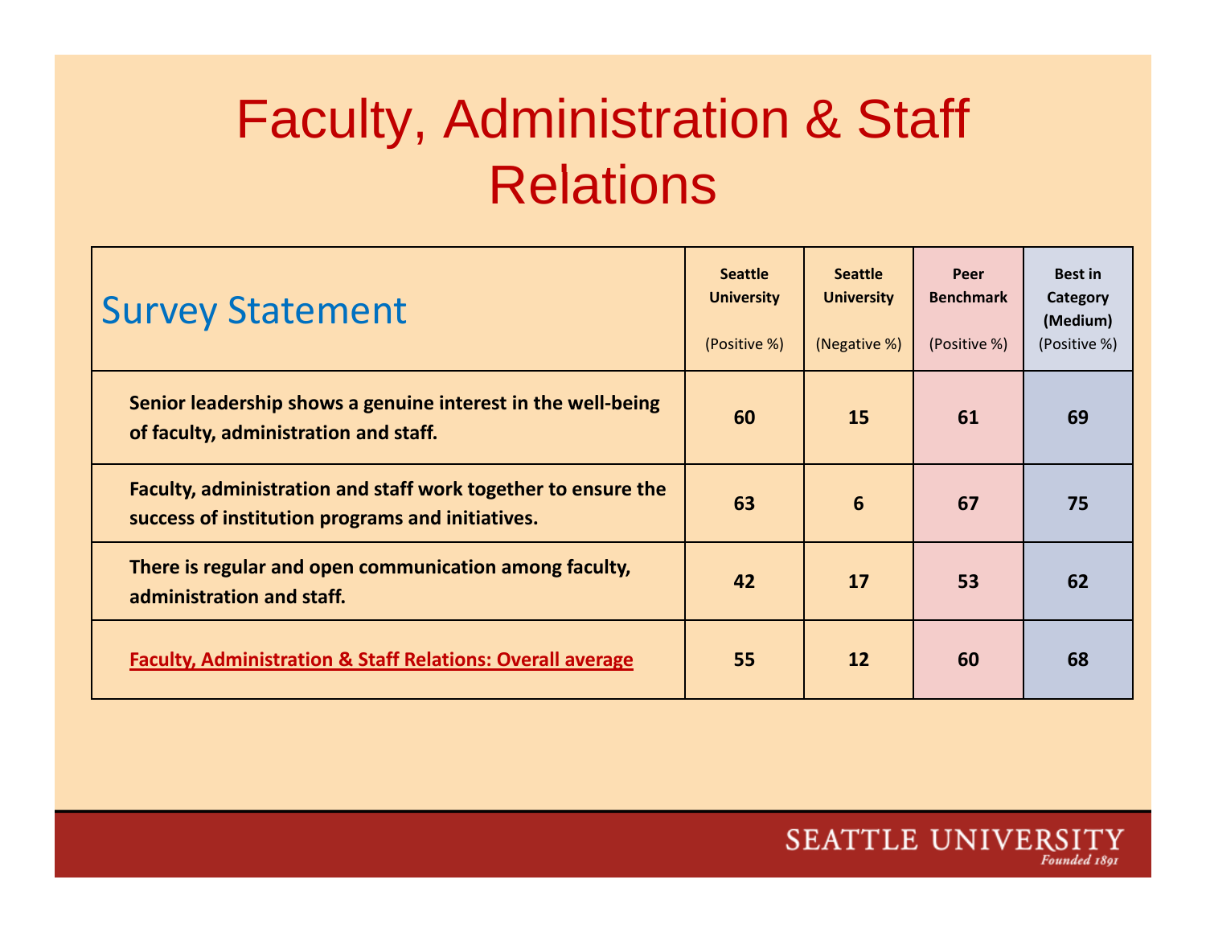# Faculty, Administration & Staff Relations

| Survey Statement | Seattle University (Positive %) | Seattle University (Negative %) | Peer Benchmark (Positive %) | Best in Category (Medium) (Positive %) |
|---|---|---|---|---|
| **Senior leadership shows a genuine interest in the well-being of faculty, administration and staff.** | **60** | **15** | **61** | **69** |
| **Faculty, administration and staff work together to ensure the success of institution programs and initiatives.** | **63** | **6** | **67** | **75** |
| **There is regular and open communication among faculty, administration and staff.** | **42** | **17** | **53** | **62** |
| **Faculty, Administration & Staff Relations: Overall average** | **55** | **12** | **60** | **68** |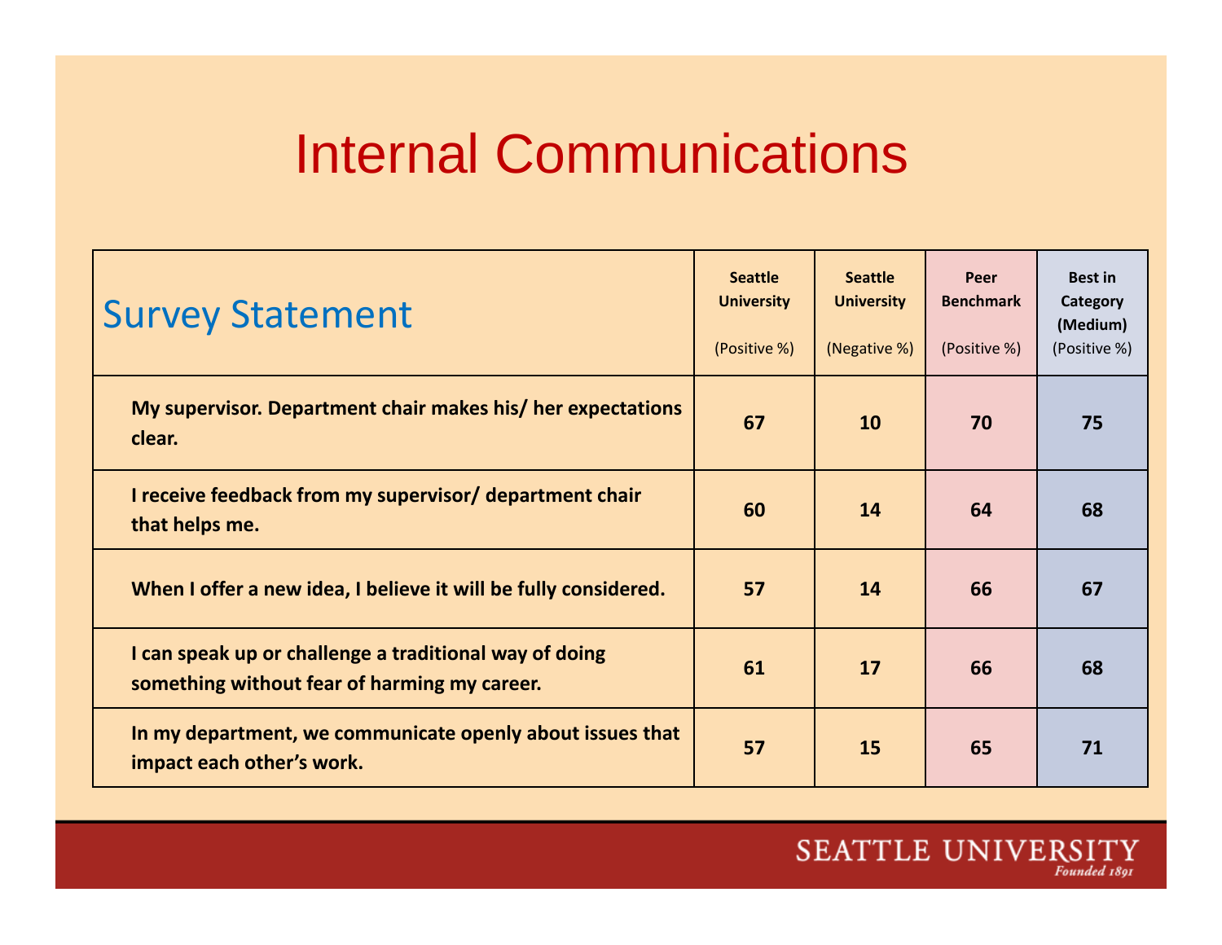# Internal Communications

| Survey Statement | Seattle University (Positive %) | Seattle University (Negative %) | Peer Benchmark (Positive %) | Best in Category (Medium) (Positive %) |
|---|---|---|---|---|
| **My supervisor. Department chair makes his/ her expectations clear.** | **67** | **10** | **70** | **75** |
| **I receive feedback from my supervisor/ department chair that helps me.** | **60** | **14** | **64** | **68** |
| **When I offer a new idea, I believe it will be fully considered.** | **57** | **14** | **66** | **67** |
| **I can speak up or challenge a traditional way of doing something without fear of harming my career.** | **61** | **17** | **66** | **68** |
| **In my department, we communicate openly about issues that impact each other's work.** | **57** | **15** | **65** | **71** |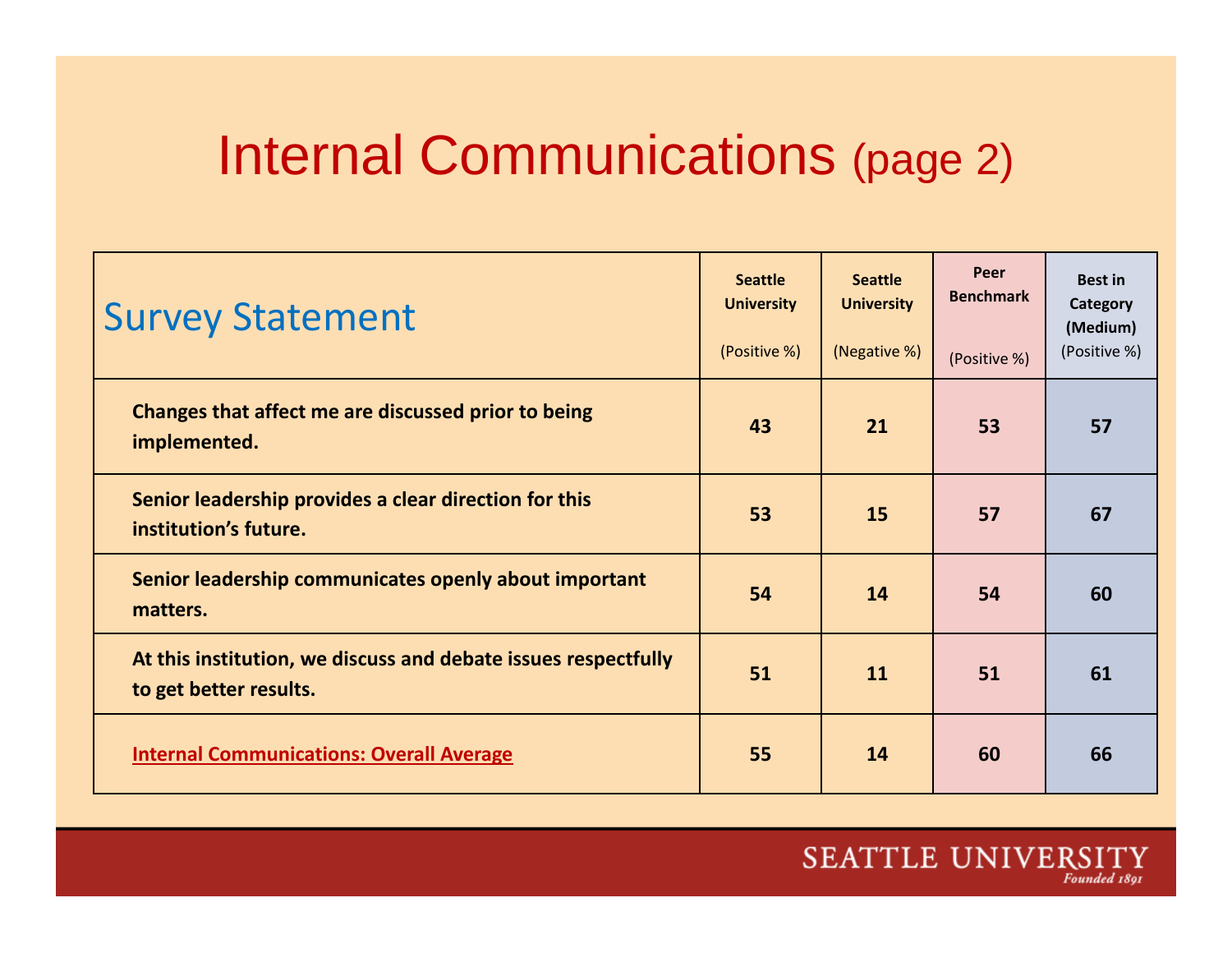# Internal Communications (page 2)

| Survey Statement | Seattle University (Positive %) | Seattle University (Negative %) | Peer Benchmark (Positive %) | Best in Category (Medium) (Positive %) |
|---|---|---|---|---|
| **Changes that affect me are discussed prior to being implemented.** | **43** | **21** | **53** | **57** |
| **Senior leadership provides a clear direction for this institution's future.** | **53** | **15** | **57** | **67** |
| **Senior leadership communicates openly about important matters.** | **54** | **14** | **54** | **60** |
| **At this institution, we discuss and debate issues respectfully to get better results.** | **51** | **11** | **51** | **61** |
| **Internal Communications: Overall Average** | **55** | **14** | **60** | **66** |

SEATTLE UNIVERSITY
*Founded 1891*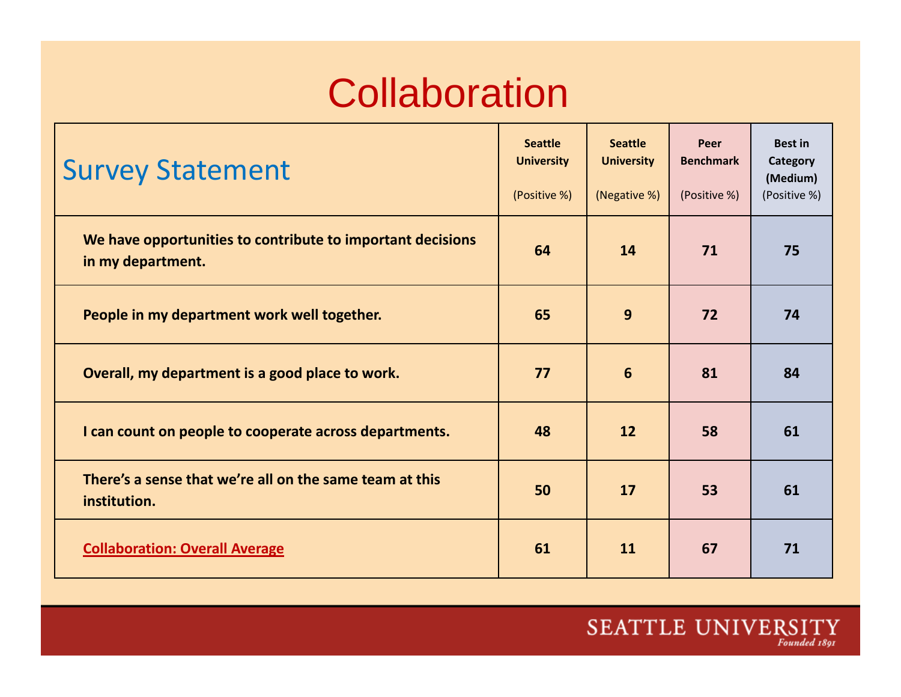# Collaboration

| Survey Statement | Seattle University (Positive %) | Seattle University (Negative %) | Peer Benchmark (Positive %) | Best in Category (Medium) (Positive %) |
|---|---|---|---|---|
| **We have opportunities to contribute to important decisions in my department.** | **64** | **14** | **71** | **75** |
| **People in my department work well together.** | **65** | **9** | **72** | **74** |
| **Overall, my department is a good place to work.** | **77** | **6** | **81** | **84** |
| **I can count on people to cooperate across departments.** | **48** | **12** | **58** | **61** |
| **There's a sense that we're all on the same team at this institution.** | **50** | **17** | **53** | **61** |
| **Collaboration: Overall Average** | **61** | **11** | **67** | **71** |

SEATTLE UNIVERSITY
*Founded 1891*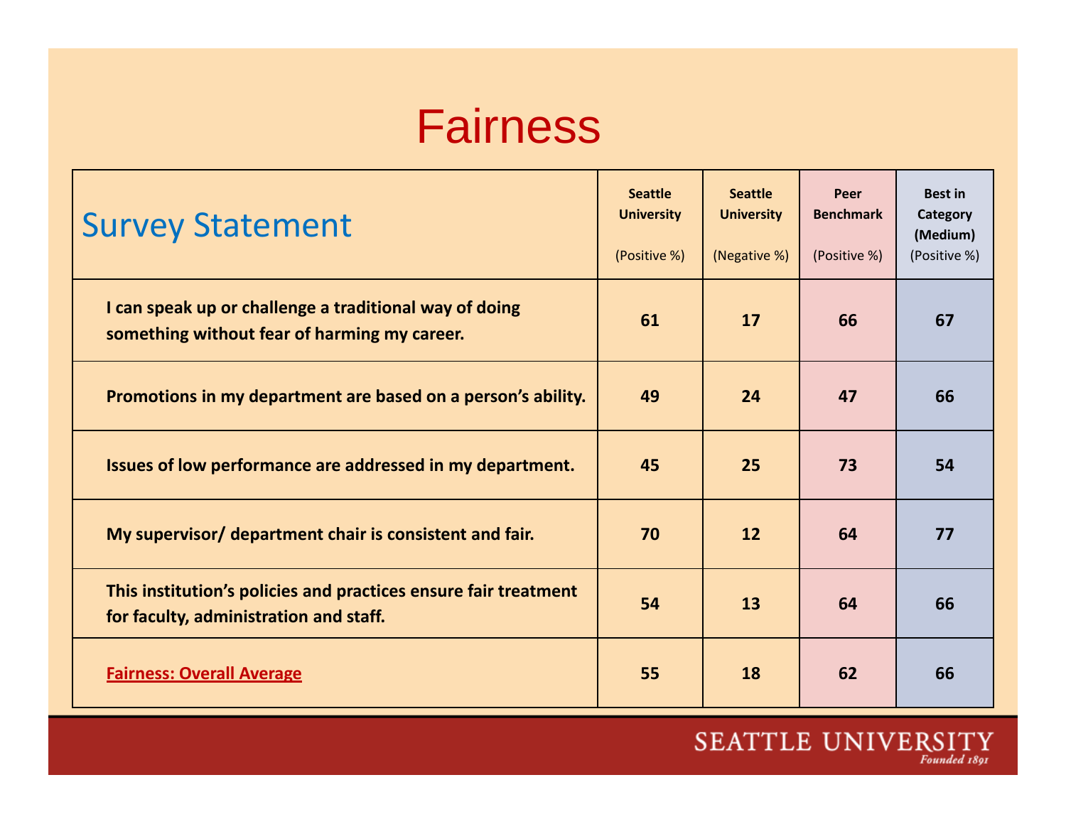# Fairness

| Survey Statement | Seattle University (Positive %) | Seattle University (Negative %) | Peer Benchmark (Positive %) | Best in Category (Medium) (Positive %) |
|---|---|---|---|---|
| **I can speak up or challenge a traditional way of doing something without fear of harming my career.** | 61 | 17 | 66 | 67 |
| **Promotions in my department are based on a person's ability.** | 49 | 24 | 47 | 66 |
| **Issues of low performance are addressed in my department.** | 45 | 25 | 73 | 54 |
| **My supervisor/ department chair is consistent and fair.** | 70 | 12 | 64 | 77 |
| **This institution's policies and practices ensure fair treatment for faculty, administration and staff.** | 54 | 13 | 64 | 66 |
| **Fairness: Overall Average** | 55 | 18 | 62 | 66 |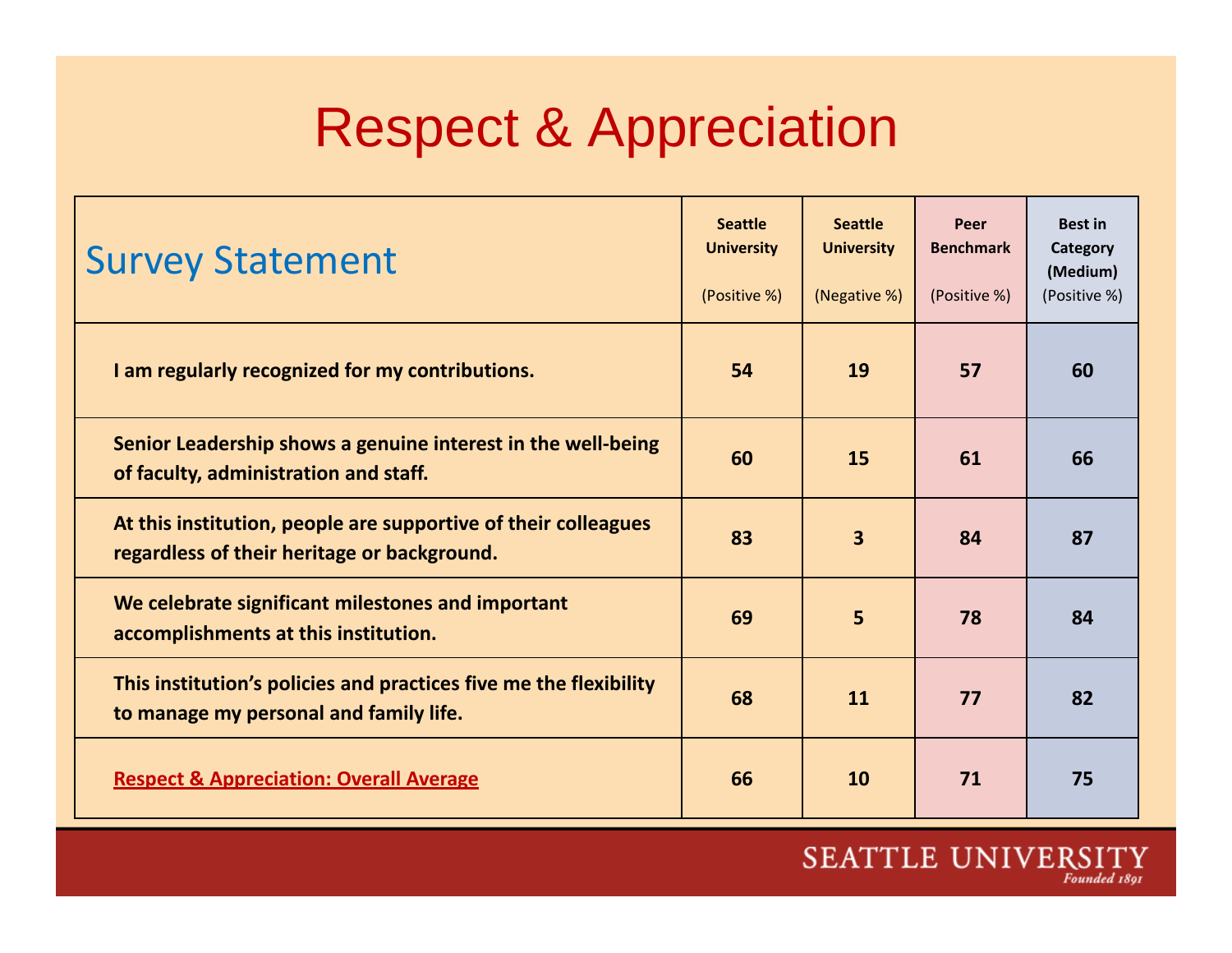# Respect & Appreciation

| Survey Statement | Seattle University (Positive %) | Seattle University (Negative %) | Peer Benchmark (Positive %) | Best in Category (Medium) (Positive %) |
|---|---|---|---|---|
| **I am regularly recognized for my contributions.** | **54** | **19** | **57** | **60** |
| **Senior Leadership shows a genuine interest in the well-being of faculty, administration and staff.** | **60** | **15** | **61** | **66** |
| **At this institution, people are supportive of their colleagues regardless of their heritage or background.** | **83** | **3** | **84** | **87** |
| **We celebrate significant milestones and important accomplishments at this institution.** | **69** | **5** | **78** | **84** |
| **This institution's policies and practices five me the flexibility to manage my personal and family life.** | **68** | **11** | **77** | **82** |
| **Respect & Appreciation: Overall Average** | **66** | **10** | **71** | **75** |

SEATTLE UNIVERSITY
*Founded 1891*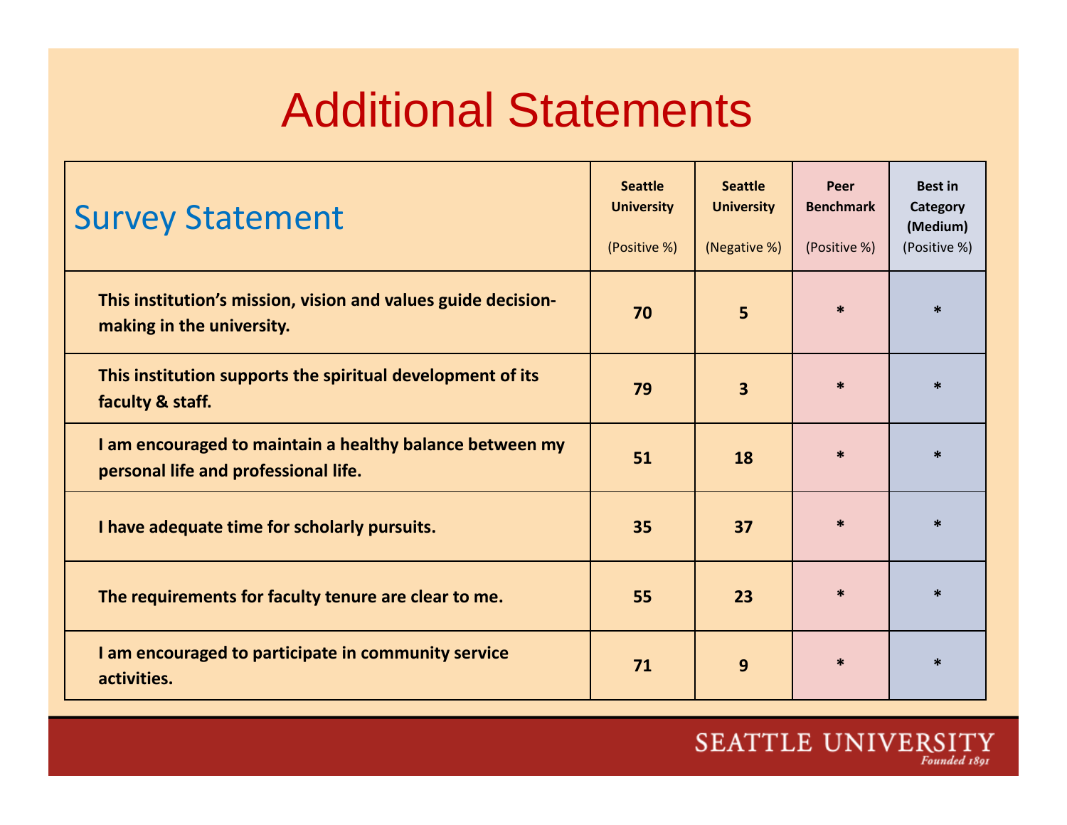# Additional Statements

| Survey Statement | Seattle University (Positive %) | Seattle University (Negative %) | Peer Benchmark (Positive %) | Best in Category (Medium) (Positive %) |
|---|---|---|---|---|
| This institution's mission, vision and values guide decision-making in the university. | 70 | 5 | * | * |
| This institution supports the spiritual development of its faculty & staff. | 79 | 3 | * | * |
| I am encouraged to maintain a healthy balance between my personal life and professional life. | 51 | 18 | * | * |
| I have adequate time for scholarly pursuits. | 35 | 37 | * | * |
| The requirements for faculty tenure are clear to me. | 55 | 23 | * | * |
| I am encouraged to participate in community service activities. | 71 | 9 | * | * |

SEATTLE UNIVERSITY
*Founded 1891*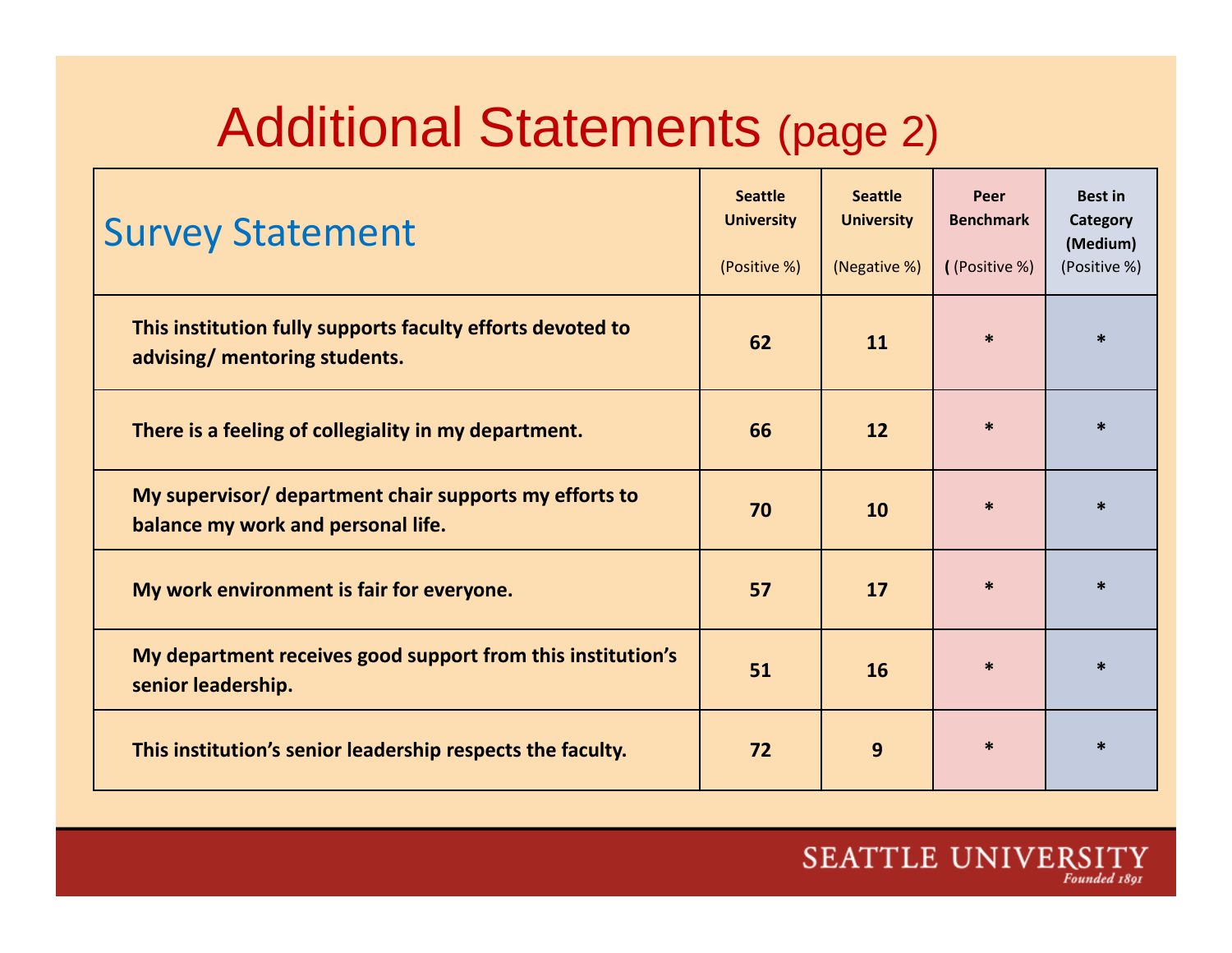# Additional Statements (page 2)

| Survey Statement | Seattle University (Positive %) | Seattle University (Negative %) | Peer Benchmark ( (Positive %) | Best in Category (Medium) (Positive %) |
|---|---|---|---|---|
| **This institution fully supports faculty efforts devoted to advising/ mentoring students.** | **62** | **11** | * | * |
| **There is a feeling of collegiality in my department.** | **66** | **12** | * | * |
| **My supervisor/ department chair supports my efforts to balance my work and personal life.** | **70** | **10** | * | * |
| **My work environment is fair for everyone.** | **57** | **17** | * | * |
| **My department receives good support from this institution's senior leadership.** | **51** | **16** | * | * |
| **This institution's senior leadership respects the faculty.** | **72** | **9** | * | * |

SEATTLE UNIVERSITY
*Founded 1891*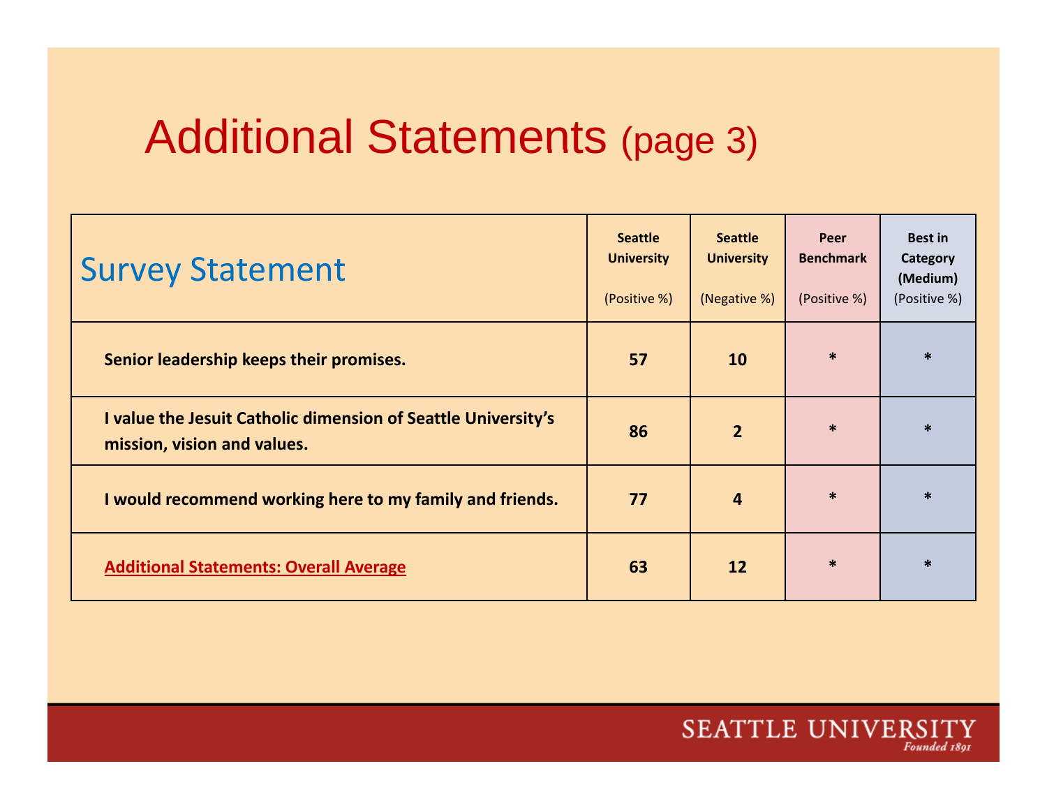# Additional Statements (page 3)

| Survey Statement | Seattle University (Positive %) | Seattle University (Negative %) | Peer Benchmark (Positive %) | Best in Category (Medium) (Positive %) |
|---|---|---|---|---|
| **Senior leadership keeps their promises.** | **57** | **10** | * | * |
| **I value the Jesuit Catholic dimension of Seattle University's mission, vision and values.** | **86** | **2** | * | * |
| **I would recommend working here to my family and friends.** | **77** | **4** | * | * |
| **Additional Statements: Overall Average** | **63** | **12** | * | * |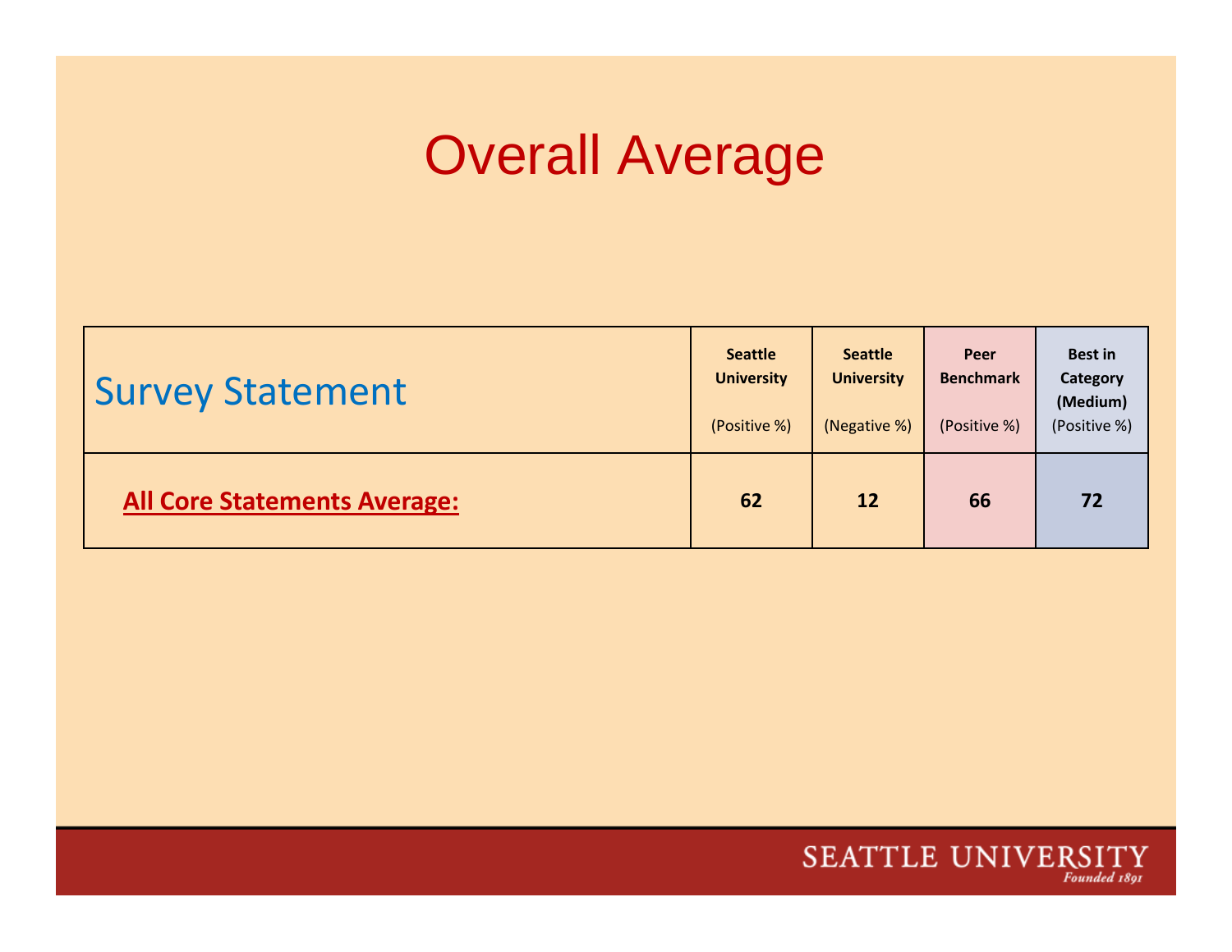# Overall Average

| Survey Statement | Seattle University (Positive %) | Seattle University (Negative %) | Peer Benchmark (Positive %) | Best in Category (Medium) (Positive %) |
|---|---|---|---|---|
| **All Core Statements Average:** | **62** | **12** | **66** | **72** |

SEATTLE UNIVERSITY
*Founded 1891*